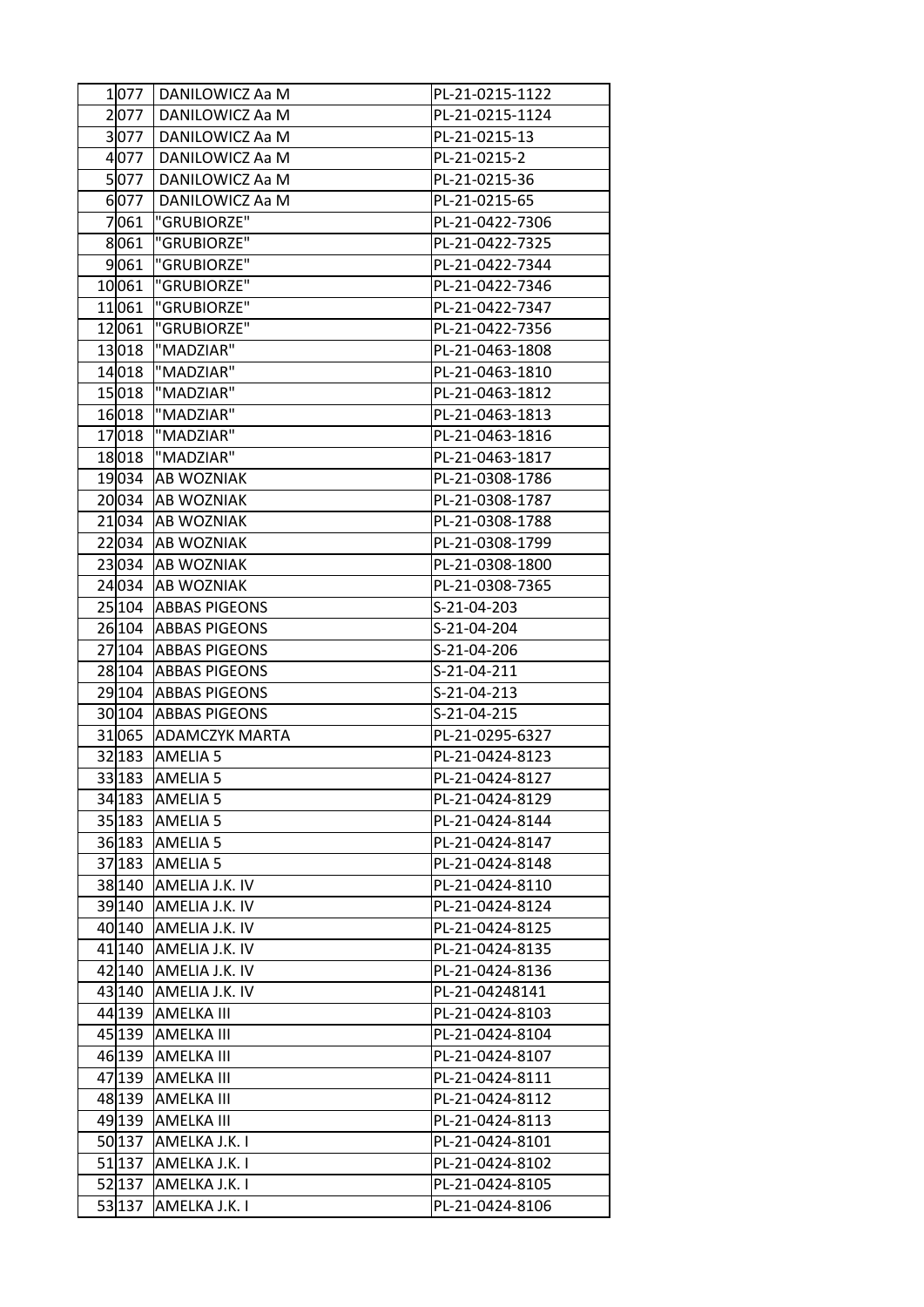| | | | |
|---|---|---|---|
| 1 | 077 | DANILOWICZ Aa M | PL-21-0215-1122 |
| 2 | 077 | DANILOWICZ Aa M | PL-21-0215-1124 |
| 3 | 077 | DANILOWICZ Aa M | PL-21-0215-13 |
| 4 | 077 | DANILOWICZ Aa M | PL-21-0215-2 |
| 5 | 077 | DANILOWICZ Aa M | PL-21-0215-36 |
| 6 | 077 | DANILOWICZ Aa M | PL-21-0215-65 |
| 7 | 061 | "GRUBIORZE" | PL-21-0422-7306 |
| 8 | 061 | "GRUBIORZE" | PL-21-0422-7325 |
| 9 | 061 | "GRUBIORZE" | PL-21-0422-7344 |
| 10 | 061 | "GRUBIORZE" | PL-21-0422-7346 |
| 11 | 061 | "GRUBIORZE" | PL-21-0422-7347 |
| 12 | 061 | "GRUBIORZE" | PL-21-0422-7356 |
| 13 | 018 | "MADZIAR" | PL-21-0463-1808 |
| 14 | 018 | "MADZIAR" | PL-21-0463-1810 |
| 15 | 018 | "MADZIAR" | PL-21-0463-1812 |
| 16 | 018 | "MADZIAR" | PL-21-0463-1813 |
| 17 | 018 | "MADZIAR" | PL-21-0463-1816 |
| 18 | 018 | "MADZIAR" | PL-21-0463-1817 |
| 19 | 034 | AB WOZNIAK | PL-21-0308-1786 |
| 20 | 034 | AB WOZNIAK | PL-21-0308-1787 |
| 21 | 034 | AB WOZNIAK | PL-21-0308-1788 |
| 22 | 034 | AB WOZNIAK | PL-21-0308-1799 |
| 23 | 034 | AB WOZNIAK | PL-21-0308-1800 |
| 24 | 034 | AB WOZNIAK | PL-21-0308-7365 |
| 25 | 104 | ABBAS PIGEONS | S-21-04-203 |
| 26 | 104 | ABBAS PIGEONS | S-21-04-204 |
| 27 | 104 | ABBAS PIGEONS | S-21-04-206 |
| 28 | 104 | ABBAS PIGEONS | S-21-04-211 |
| 29 | 104 | ABBAS PIGEONS | S-21-04-213 |
| 30 | 104 | ABBAS PIGEONS | S-21-04-215 |
| 31 | 065 | ADAMCZYK MARTA | PL-21-0295-6327 |
| 32 | 183 | AMELIA 5 | PL-21-0424-8123 |
| 33 | 183 | AMELIA 5 | PL-21-0424-8127 |
| 34 | 183 | AMELIA 5 | PL-21-0424-8129 |
| 35 | 183 | AMELIA 5 | PL-21-0424-8144 |
| 36 | 183 | AMELIA 5 | PL-21-0424-8147 |
| 37 | 183 | AMELIA 5 | PL-21-0424-8148 |
| 38 | 140 | AMELIA J.K. IV | PL-21-0424-8110 |
| 39 | 140 | AMELIA J.K. IV | PL-21-0424-8124 |
| 40 | 140 | AMELIA J.K. IV | PL-21-0424-8125 |
| 41 | 140 | AMELIA J.K. IV | PL-21-0424-8135 |
| 42 | 140 | AMELIA J.K. IV | PL-21-0424-8136 |
| 43 | 140 | AMELIA J.K. IV | PL-21-04248141 |
| 44 | 139 | AMELKA III | PL-21-0424-8103 |
| 45 | 139 | AMELKA III | PL-21-0424-8104 |
| 46 | 139 | AMELKA III | PL-21-0424-8107 |
| 47 | 139 | AMELKA III | PL-21-0424-8111 |
| 48 | 139 | AMELKA III | PL-21-0424-8112 |
| 49 | 139 | AMELKA III | PL-21-0424-8113 |
| 50 | 137 | AMELKA J.K. I | PL-21-0424-8101 |
| 51 | 137 | AMELKA J.K. I | PL-21-0424-8102 |
| 52 | 137 | AMELKA J.K. I | PL-21-0424-8105 |
| 53 | 137 | AMELKA J.K. I | PL-21-0424-8106 |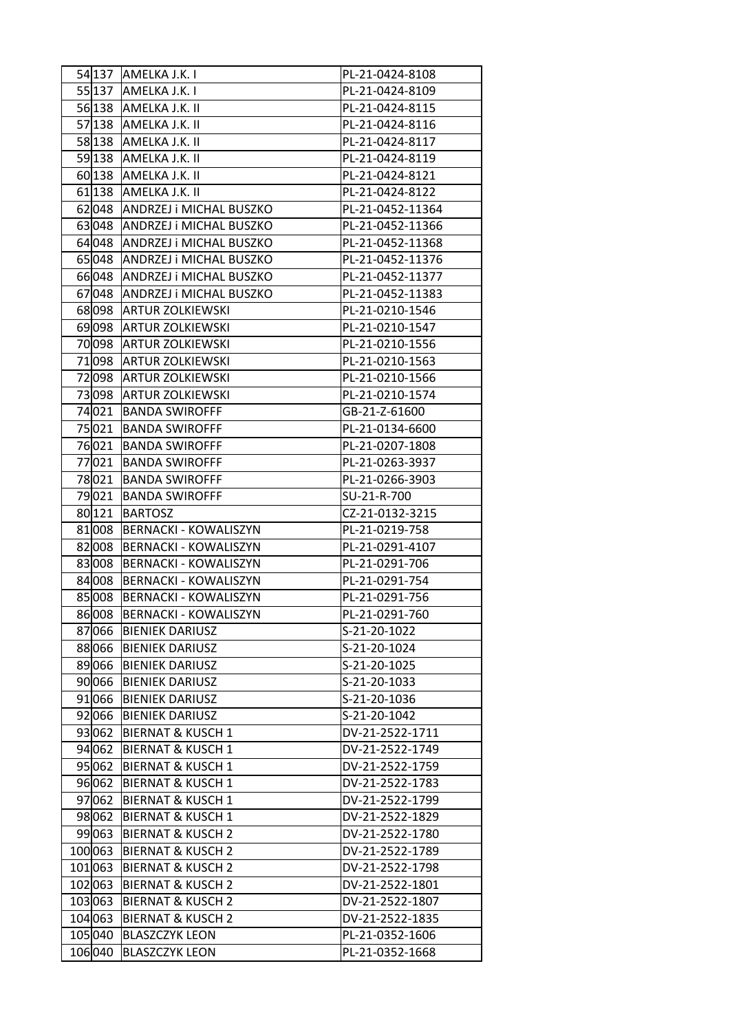| | | | |
|---|---|---|---|
| 54 | 137 | AMELKA J.K. I | PL-21-0424-8108 |
| 55 | 137 | AMELKA J.K. I | PL-21-0424-8109 |
| 56 | 138 | AMELKA J.K. II | PL-21-0424-8115 |
| 57 | 138 | AMELKA J.K. II | PL-21-0424-8116 |
| 58 | 138 | AMELKA J.K. II | PL-21-0424-8117 |
| 59 | 138 | AMELKA J.K. II | PL-21-0424-8119 |
| 60 | 138 | AMELKA J.K. II | PL-21-0424-8121 |
| 61 | 138 | AMELKA J.K. II | PL-21-0424-8122 |
| 62 | 048 | ANDRZEJ i MICHAL BUSZKO | PL-21-0452-11364 |
| 63 | 048 | ANDRZEJ i MICHAL BUSZKO | PL-21-0452-11366 |
| 64 | 048 | ANDRZEJ i MICHAL BUSZKO | PL-21-0452-11368 |
| 65 | 048 | ANDRZEJ i MICHAL BUSZKO | PL-21-0452-11376 |
| 66 | 048 | ANDRZEJ i MICHAL BUSZKO | PL-21-0452-11377 |
| 67 | 048 | ANDRZEJ i MICHAL BUSZKO | PL-21-0452-11383 |
| 68 | 098 | ARTUR ZOLKIEWSKI | PL-21-0210-1546 |
| 69 | 098 | ARTUR ZOLKIEWSKI | PL-21-0210-1547 |
| 70 | 098 | ARTUR ZOLKIEWSKI | PL-21-0210-1556 |
| 71 | 098 | ARTUR ZOLKIEWSKI | PL-21-0210-1563 |
| 72 | 098 | ARTUR ZOLKIEWSKI | PL-21-0210-1566 |
| 73 | 098 | ARTUR ZOLKIEWSKI | PL-21-0210-1574 |
| 74 | 021 | BANDA SWIROFFF | GB-21-Z-61600 |
| 75 | 021 | BANDA SWIROFFF | PL-21-0134-6600 |
| 76 | 021 | BANDA SWIROFFF | PL-21-0207-1808 |
| 77 | 021 | BANDA SWIROFFF | PL-21-0263-3937 |
| 78 | 021 | BANDA SWIROFFF | PL-21-0266-3903 |
| 79 | 021 | BANDA SWIROFFF | SU-21-R-700 |
| 80 | 121 | BARTOSZ | CZ-21-0132-3215 |
| 81 | 008 | BERNACKI - KOWALISZYN | PL-21-0219-758 |
| 82 | 008 | BERNACKI - KOWALISZYN | PL-21-0291-4107 |
| 83 | 008 | BERNACKI - KOWALISZYN | PL-21-0291-706 |
| 84 | 008 | BERNACKI - KOWALISZYN | PL-21-0291-754 |
| 85 | 008 | BERNACKI - KOWALISZYN | PL-21-0291-756 |
| 86 | 008 | BERNACKI - KOWALISZYN | PL-21-0291-760 |
| 87 | 066 | BIENIEK DARIUSZ | S-21-20-1022 |
| 88 | 066 | BIENIEK DARIUSZ | S-21-20-1024 |
| 89 | 066 | BIENIEK DARIUSZ | S-21-20-1025 |
| 90 | 066 | BIENIEK DARIUSZ | S-21-20-1033 |
| 91 | 066 | BIENIEK DARIUSZ | S-21-20-1036 |
| 92 | 066 | BIENIEK DARIUSZ | S-21-20-1042 |
| 93 | 062 | BIERNAT & KUSCH 1 | DV-21-2522-1711 |
| 94 | 062 | BIERNAT & KUSCH 1 | DV-21-2522-1749 |
| 95 | 062 | BIERNAT & KUSCH 1 | DV-21-2522-1759 |
| 96 | 062 | BIERNAT & KUSCH 1 | DV-21-2522-1783 |
| 97 | 062 | BIERNAT & KUSCH 1 | DV-21-2522-1799 |
| 98 | 062 | BIERNAT & KUSCH 1 | DV-21-2522-1829 |
| 99 | 063 | BIERNAT & KUSCH 2 | DV-21-2522-1780 |
| 100 | 063 | BIERNAT & KUSCH 2 | DV-21-2522-1789 |
| 101 | 063 | BIERNAT & KUSCH 2 | DV-21-2522-1798 |
| 102 | 063 | BIERNAT & KUSCH 2 | DV-21-2522-1801 |
| 103 | 063 | BIERNAT & KUSCH 2 | DV-21-2522-1807 |
| 104 | 063 | BIERNAT & KUSCH 2 | DV-21-2522-1835 |
| 105 | 040 | BLASZCZYK LEON | PL-21-0352-1606 |
| 106 | 040 | BLASZCZYK LEON | PL-21-0352-1668 |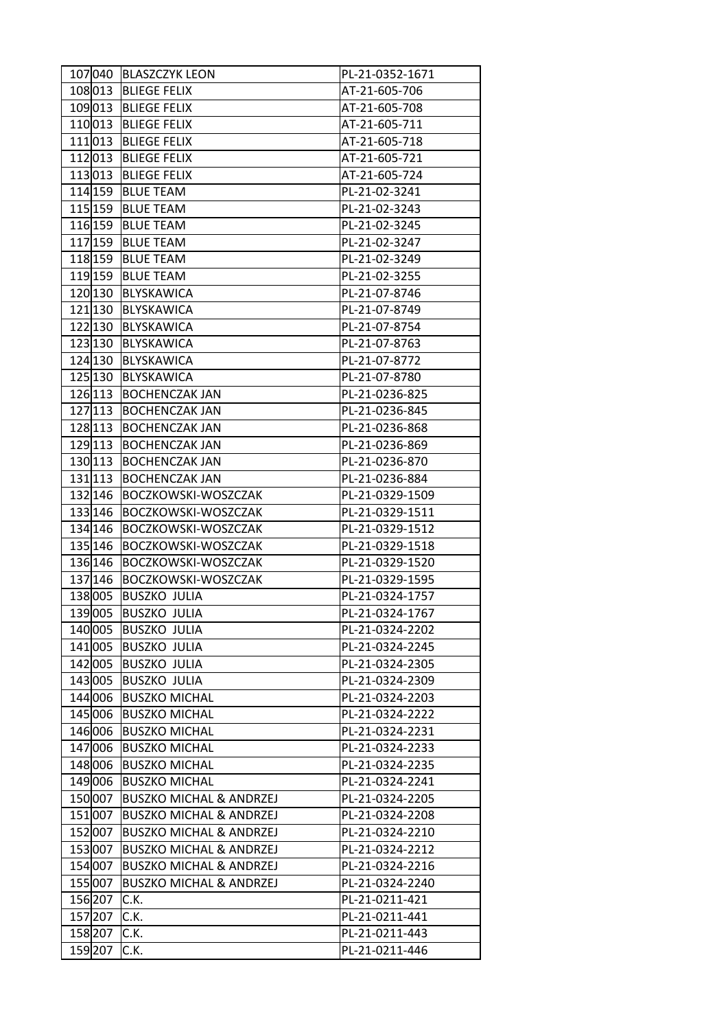| | | | |
|---|---|---|---|
| 107 | 040 | BLASZCZYK LEON | PL-21-0352-1671 |
| 108 | 013 | BLIEGE FELIX | AT-21-605-706 |
| 109 | 013 | BLIEGE FELIX | AT-21-605-708 |
| 110 | 013 | BLIEGE FELIX | AT-21-605-711 |
| 111 | 013 | BLIEGE FELIX | AT-21-605-718 |
| 112 | 013 | BLIEGE FELIX | AT-21-605-721 |
| 113 | 013 | BLIEGE FELIX | AT-21-605-724 |
| 114 | 159 | BLUE TEAM | PL-21-02-3241 |
| 115 | 159 | BLUE TEAM | PL-21-02-3243 |
| 116 | 159 | BLUE TEAM | PL-21-02-3245 |
| 117 | 159 | BLUE TEAM | PL-21-02-3247 |
| 118 | 159 | BLUE TEAM | PL-21-02-3249 |
| 119 | 159 | BLUE TEAM | PL-21-02-3255 |
| 120 | 130 | BLYSKAWICA | PL-21-07-8746 |
| 121 | 130 | BLYSKAWICA | PL-21-07-8749 |
| 122 | 130 | BLYSKAWICA | PL-21-07-8754 |
| 123 | 130 | BLYSKAWICA | PL-21-07-8763 |
| 124 | 130 | BLYSKAWICA | PL-21-07-8772 |
| 125 | 130 | BLYSKAWICA | PL-21-07-8780 |
| 126 | 113 | BOCHENCZAK JAN | PL-21-0236-825 |
| 127 | 113 | BOCHENCZAK JAN | PL-21-0236-845 |
| 128 | 113 | BOCHENCZAK JAN | PL-21-0236-868 |
| 129 | 113 | BOCHENCZAK JAN | PL-21-0236-869 |
| 130 | 113 | BOCHENCZAK JAN | PL-21-0236-870 |
| 131 | 113 | BOCHENCZAK JAN | PL-21-0236-884 |
| 132 | 146 | BOCZKOWSKI-WOSZCZAK | PL-21-0329-1509 |
| 133 | 146 | BOCZKOWSKI-WOSZCZAK | PL-21-0329-1511 |
| 134 | 146 | BOCZKOWSKI-WOSZCZAK | PL-21-0329-1512 |
| 135 | 146 | BOCZKOWSKI-WOSZCZAK | PL-21-0329-1518 |
| 136 | 146 | BOCZKOWSKI-WOSZCZAK | PL-21-0329-1520 |
| 137 | 146 | BOCZKOWSKI-WOSZCZAK | PL-21-0329-1595 |
| 138 | 005 | BUSZKO JULIA | PL-21-0324-1757 |
| 139 | 005 | BUSZKO JULIA | PL-21-0324-1767 |
| 140 | 005 | BUSZKO JULIA | PL-21-0324-2202 |
| 141 | 005 | BUSZKO JULIA | PL-21-0324-2245 |
| 142 | 005 | BUSZKO JULIA | PL-21-0324-2305 |
| 143 | 005 | BUSZKO JULIA | PL-21-0324-2309 |
| 144 | 006 | BUSZKO MICHAL | PL-21-0324-2203 |
| 145 | 006 | BUSZKO MICHAL | PL-21-0324-2222 |
| 146 | 006 | BUSZKO MICHAL | PL-21-0324-2231 |
| 147 | 006 | BUSZKO MICHAL | PL-21-0324-2233 |
| 148 | 006 | BUSZKO MICHAL | PL-21-0324-2235 |
| 149 | 006 | BUSZKO MICHAL | PL-21-0324-2241 |
| 150 | 007 | BUSZKO MICHAL & ANDRZEJ | PL-21-0324-2205 |
| 151 | 007 | BUSZKO MICHAL & ANDRZEJ | PL-21-0324-2208 |
| 152 | 007 | BUSZKO MICHAL & ANDRZEJ | PL-21-0324-2210 |
| 153 | 007 | BUSZKO MICHAL & ANDRZEJ | PL-21-0324-2212 |
| 154 | 007 | BUSZKO MICHAL & ANDRZEJ | PL-21-0324-2216 |
| 155 | 007 | BUSZKO MICHAL & ANDRZEJ | PL-21-0324-2240 |
| 156 | 207 | C.K. | PL-21-0211-421 |
| 157 | 207 | C.K. | PL-21-0211-441 |
| 158 | 207 | C.K. | PL-21-0211-443 |
| 159 | 207 | C.K. | PL-21-0211-446 |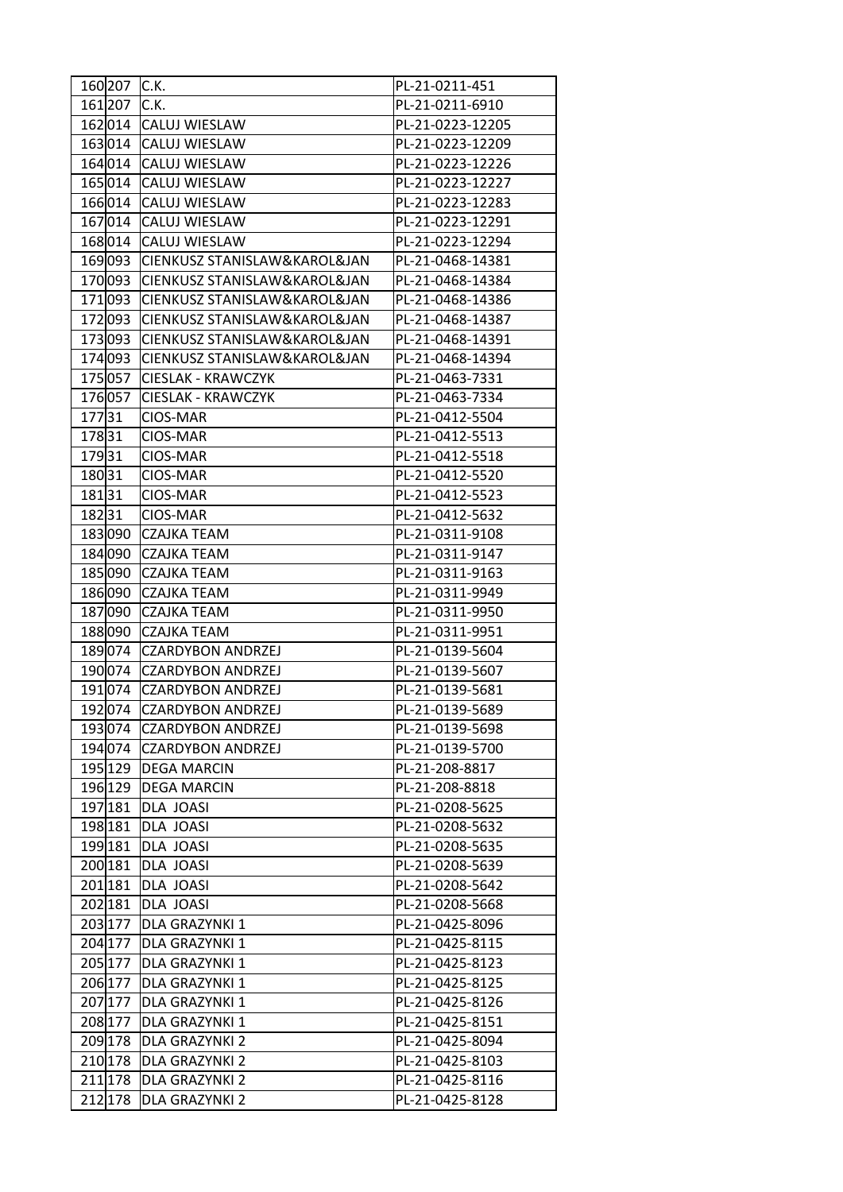| | | | |
|---|---|---|---|
| 160 | 207 | C.K. | PL-21-0211-451 |
| 161 | 207 | C.K. | PL-21-0211-6910 |
| 162 | 014 | CALUJ WIESLAW | PL-21-0223-12205 |
| 163 | 014 | CALUJ WIESLAW | PL-21-0223-12209 |
| 164 | 014 | CALUJ WIESLAW | PL-21-0223-12226 |
| 165 | 014 | CALUJ WIESLAW | PL-21-0223-12227 |
| 166 | 014 | CALUJ WIESLAW | PL-21-0223-12283 |
| 167 | 014 | CALUJ WIESLAW | PL-21-0223-12291 |
| 168 | 014 | CALUJ WIESLAW | PL-21-0223-12294 |
| 169 | 093 | CIENKUSZ STANISLAW&KAROL&JAN | PL-21-0468-14381 |
| 170 | 093 | CIENKUSZ STANISLAW&KAROL&JAN | PL-21-0468-14384 |
| 171 | 093 | CIENKUSZ STANISLAW&KAROL&JAN | PL-21-0468-14386 |
| 172 | 093 | CIENKUSZ STANISLAW&KAROL&JAN | PL-21-0468-14387 |
| 173 | 093 | CIENKUSZ STANISLAW&KAROL&JAN | PL-21-0468-14391 |
| 174 | 093 | CIENKUSZ STANISLAW&KAROL&JAN | PL-21-0468-14394 |
| 175 | 057 | CIESLAK - KRAWCZYK | PL-21-0463-7331 |
| 176 | 057 | CIESLAK - KRAWCZYK | PL-21-0463-7334 |
| 177 | 31 | CIOS-MAR | PL-21-0412-5504 |
| 178 | 31 | CIOS-MAR | PL-21-0412-5513 |
| 179 | 31 | CIOS-MAR | PL-21-0412-5518 |
| 180 | 31 | CIOS-MAR | PL-21-0412-5520 |
| 181 | 31 | CIOS-MAR | PL-21-0412-5523 |
| 182 | 31 | CIOS-MAR | PL-21-0412-5632 |
| 183 | 090 | CZAJKA TEAM | PL-21-0311-9108 |
| 184 | 090 | CZAJKA TEAM | PL-21-0311-9147 |
| 185 | 090 | CZAJKA TEAM | PL-21-0311-9163 |
| 186 | 090 | CZAJKA TEAM | PL-21-0311-9949 |
| 187 | 090 | CZAJKA TEAM | PL-21-0311-9950 |
| 188 | 090 | CZAJKA TEAM | PL-21-0311-9951 |
| 189 | 074 | CZARDYBON ANDRZEJ | PL-21-0139-5604 |
| 190 | 074 | CZARDYBON ANDRZEJ | PL-21-0139-5607 |
| 191 | 074 | CZARDYBON ANDRZEJ | PL-21-0139-5681 |
| 192 | 074 | CZARDYBON ANDRZEJ | PL-21-0139-5689 |
| 193 | 074 | CZARDYBON ANDRZEJ | PL-21-0139-5698 |
| 194 | 074 | CZARDYBON ANDRZEJ | PL-21-0139-5700 |
| 195 | 129 | DEGA MARCIN | PL-21-208-8817 |
| 196 | 129 | DEGA MARCIN | PL-21-208-8818 |
| 197 | 181 | DLA JOASI | PL-21-0208-5625 |
| 198 | 181 | DLA JOASI | PL-21-0208-5632 |
| 199 | 181 | DLA JOASI | PL-21-0208-5635 |
| 200 | 181 | DLA JOASI | PL-21-0208-5639 |
| 201 | 181 | DLA JOASI | PL-21-0208-5642 |
| 202 | 181 | DLA JOASI | PL-21-0208-5668 |
| 203 | 177 | DLA GRAZYNKI 1 | PL-21-0425-8096 |
| 204 | 177 | DLA GRAZYNKI 1 | PL-21-0425-8115 |
| 205 | 177 | DLA GRAZYNKI 1 | PL-21-0425-8123 |
| 206 | 177 | DLA GRAZYNKI 1 | PL-21-0425-8125 |
| 207 | 177 | DLA GRAZYNKI 1 | PL-21-0425-8126 |
| 208 | 177 | DLA GRAZYNKI 1 | PL-21-0425-8151 |
| 209 | 178 | DLA GRAZYNKI 2 | PL-21-0425-8094 |
| 210 | 178 | DLA GRAZYNKI 2 | PL-21-0425-8103 |
| 211 | 178 | DLA GRAZYNKI 2 | PL-21-0425-8116 |
| 212 | 178 | DLA GRAZYNKI 2 | PL-21-0425-8128 |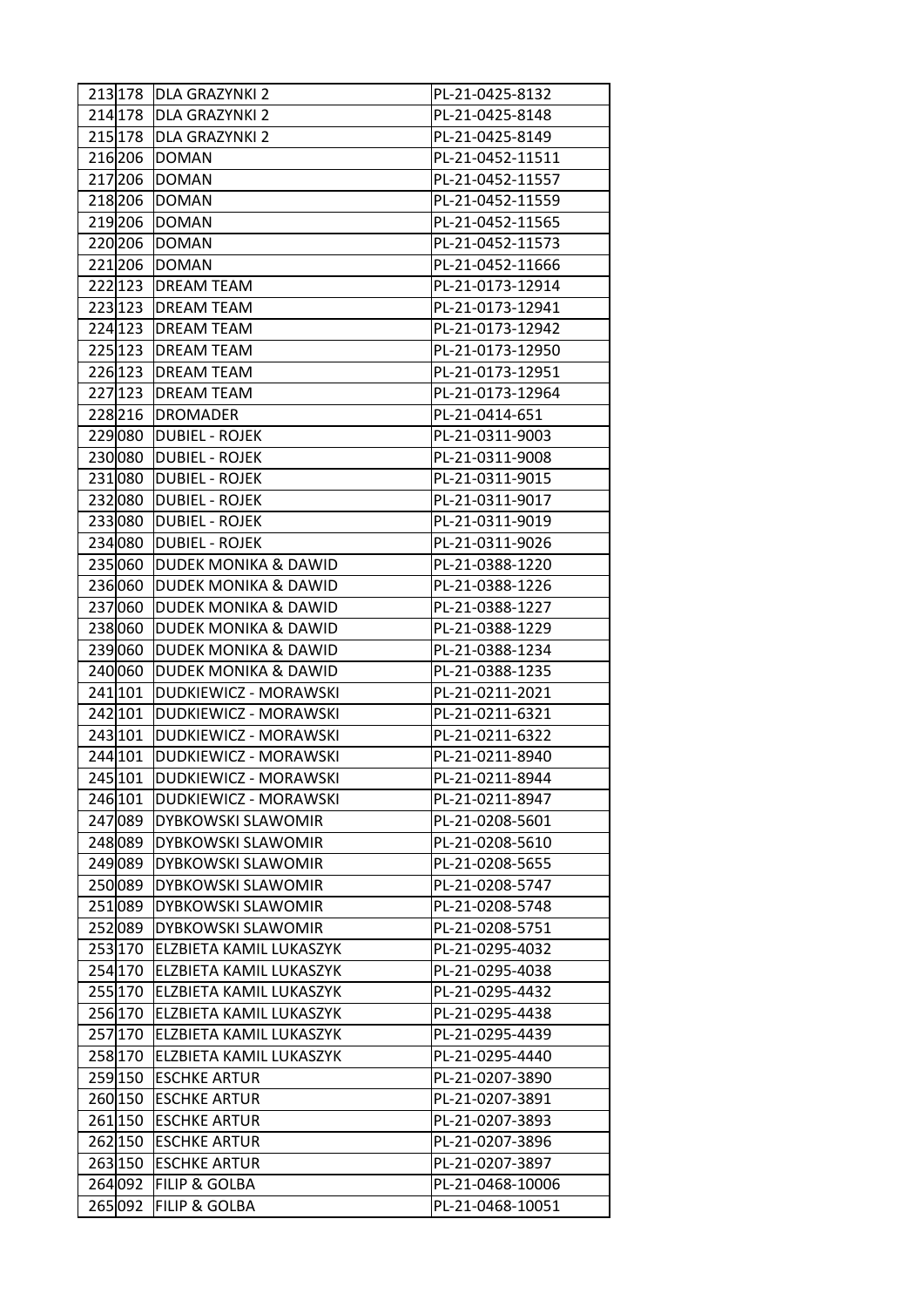| | | | |
|---|---|---|---|
| 213 | 178 | DLA GRAZYNKI 2 | PL-21-0425-8132 |
| 214 | 178 | DLA GRAZYNKI 2 | PL-21-0425-8148 |
| 215 | 178 | DLA GRAZYNKI 2 | PL-21-0425-8149 |
| 216 | 206 | DOMAN | PL-21-0452-11511 |
| 217 | 206 | DOMAN | PL-21-0452-11557 |
| 218 | 206 | DOMAN | PL-21-0452-11559 |
| 219 | 206 | DOMAN | PL-21-0452-11565 |
| 220 | 206 | DOMAN | PL-21-0452-11573 |
| 221 | 206 | DOMAN | PL-21-0452-11666 |
| 222 | 123 | DREAM TEAM | PL-21-0173-12914 |
| 223 | 123 | DREAM TEAM | PL-21-0173-12941 |
| 224 | 123 | DREAM TEAM | PL-21-0173-12942 |
| 225 | 123 | DREAM TEAM | PL-21-0173-12950 |
| 226 | 123 | DREAM TEAM | PL-21-0173-12951 |
| 227 | 123 | DREAM TEAM | PL-21-0173-12964 |
| 228 | 216 | DROMADER | PL-21-0414-651 |
| 229 | 080 | DUBIEL - ROJEK | PL-21-0311-9003 |
| 230 | 080 | DUBIEL - ROJEK | PL-21-0311-9008 |
| 231 | 080 | DUBIEL - ROJEK | PL-21-0311-9015 |
| 232 | 080 | DUBIEL - ROJEK | PL-21-0311-9017 |
| 233 | 080 | DUBIEL - ROJEK | PL-21-0311-9019 |
| 234 | 080 | DUBIEL - ROJEK | PL-21-0311-9026 |
| 235 | 060 | DUDEK MONIKA & DAWID | PL-21-0388-1220 |
| 236 | 060 | DUDEK MONIKA & DAWID | PL-21-0388-1226 |
| 237 | 060 | DUDEK MONIKA & DAWID | PL-21-0388-1227 |
| 238 | 060 | DUDEK MONIKA & DAWID | PL-21-0388-1229 |
| 239 | 060 | DUDEK MONIKA & DAWID | PL-21-0388-1234 |
| 240 | 060 | DUDEK MONIKA & DAWID | PL-21-0388-1235 |
| 241 | 101 | DUDKIEWICZ - MORAWSKI | PL-21-0211-2021 |
| 242 | 101 | DUDKIEWICZ - MORAWSKI | PL-21-0211-6321 |
| 243 | 101 | DUDKIEWICZ - MORAWSKI | PL-21-0211-6322 |
| 244 | 101 | DUDKIEWICZ - MORAWSKI | PL-21-0211-8940 |
| 245 | 101 | DUDKIEWICZ - MORAWSKI | PL-21-0211-8944 |
| 246 | 101 | DUDKIEWICZ - MORAWSKI | PL-21-0211-8947 |
| 247 | 089 | DYBKOWSKI SLAWOMIR | PL-21-0208-5601 |
| 248 | 089 | DYBKOWSKI SLAWOMIR | PL-21-0208-5610 |
| 249 | 089 | DYBKOWSKI SLAWOMIR | PL-21-0208-5655 |
| 250 | 089 | DYBKOWSKI SLAWOMIR | PL-21-0208-5747 |
| 251 | 089 | DYBKOWSKI SLAWOMIR | PL-21-0208-5748 |
| 252 | 089 | DYBKOWSKI SLAWOMIR | PL-21-0208-5751 |
| 253 | 170 | ELZBIETA KAMIL LUKASZYK | PL-21-0295-4032 |
| 254 | 170 | ELZBIETA KAMIL LUKASZYK | PL-21-0295-4038 |
| 255 | 170 | ELZBIETA KAMIL LUKASZYK | PL-21-0295-4432 |
| 256 | 170 | ELZBIETA KAMIL LUKASZYK | PL-21-0295-4438 |
| 257 | 170 | ELZBIETA KAMIL LUKASZYK | PL-21-0295-4439 |
| 258 | 170 | ELZBIETA KAMIL LUKASZYK | PL-21-0295-4440 |
| 259 | 150 | ESCHKE ARTUR | PL-21-0207-3890 |
| 260 | 150 | ESCHKE ARTUR | PL-21-0207-3891 |
| 261 | 150 | ESCHKE ARTUR | PL-21-0207-3893 |
| 262 | 150 | ESCHKE ARTUR | PL-21-0207-3896 |
| 263 | 150 | ESCHKE ARTUR | PL-21-0207-3897 |
| 264 | 092 | FILIP & GOLBA | PL-21-0468-10006 |
| 265 | 092 | FILIP & GOLBA | PL-21-0468-10051 |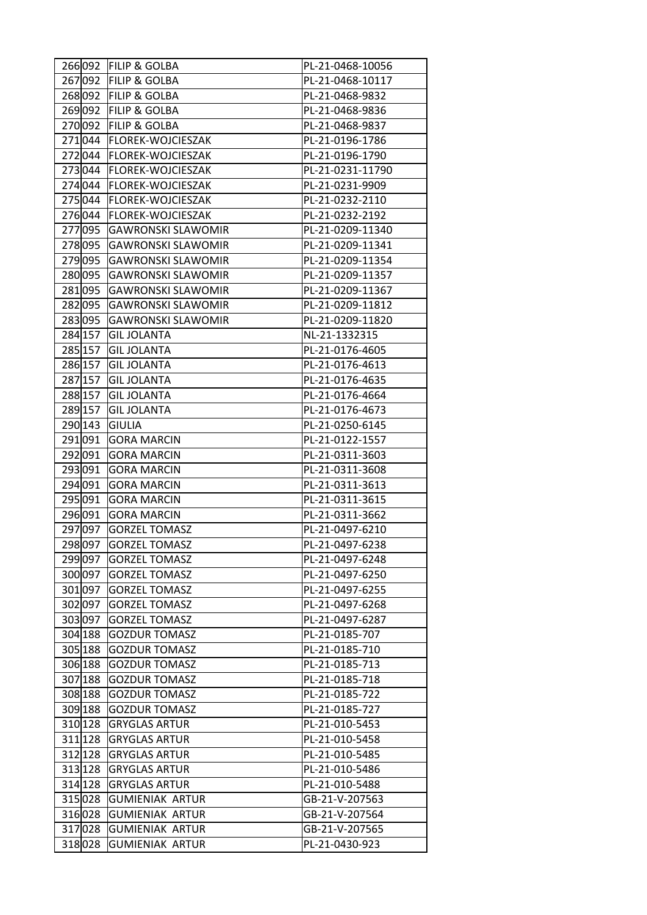| | | | |
|---|---|---|---|
| 266 | 092 | FILIP & GOLBA | PL-21-0468-10056 |
| 267 | 092 | FILIP & GOLBA | PL-21-0468-10117 |
| 268 | 092 | FILIP & GOLBA | PL-21-0468-9832 |
| 269 | 092 | FILIP & GOLBA | PL-21-0468-9836 |
| 270 | 092 | FILIP & GOLBA | PL-21-0468-9837 |
| 271 | 044 | FLOREK-WOJCIESZAK | PL-21-0196-1786 |
| 272 | 044 | FLOREK-WOJCIESZAK | PL-21-0196-1790 |
| 273 | 044 | FLOREK-WOJCIESZAK | PL-21-0231-11790 |
| 274 | 044 | FLOREK-WOJCIESZAK | PL-21-0231-9909 |
| 275 | 044 | FLOREK-WOJCIESZAK | PL-21-0232-2110 |
| 276 | 044 | FLOREK-WOJCIESZAK | PL-21-0232-2192 |
| 277 | 095 | GAWRONSKI SLAWOMIR | PL-21-0209-11340 |
| 278 | 095 | GAWRONSKI SLAWOMIR | PL-21-0209-11341 |
| 279 | 095 | GAWRONSKI SLAWOMIR | PL-21-0209-11354 |
| 280 | 095 | GAWRONSKI SLAWOMIR | PL-21-0209-11357 |
| 281 | 095 | GAWRONSKI SLAWOMIR | PL-21-0209-11367 |
| 282 | 095 | GAWRONSKI SLAWOMIR | PL-21-0209-11812 |
| 283 | 095 | GAWRONSKI SLAWOMIR | PL-21-0209-11820 |
| 284 | 157 | GIL JOLANTA | NL-21-1332315 |
| 285 | 157 | GIL JOLANTA | PL-21-0176-4605 |
| 286 | 157 | GIL JOLANTA | PL-21-0176-4613 |
| 287 | 157 | GIL JOLANTA | PL-21-0176-4635 |
| 288 | 157 | GIL JOLANTA | PL-21-0176-4664 |
| 289 | 157 | GIL JOLANTA | PL-21-0176-4673 |
| 290 | 143 | GIULIA | PL-21-0250-6145 |
| 291 | 091 | GORA MARCIN | PL-21-0122-1557 |
| 292 | 091 | GORA MARCIN | PL-21-0311-3603 |
| 293 | 091 | GORA MARCIN | PL-21-0311-3608 |
| 294 | 091 | GORA MARCIN | PL-21-0311-3613 |
| 295 | 091 | GORA MARCIN | PL-21-0311-3615 |
| 296 | 091 | GORA MARCIN | PL-21-0311-3662 |
| 297 | 097 | GORZEL TOMASZ | PL-21-0497-6210 |
| 298 | 097 | GORZEL TOMASZ | PL-21-0497-6238 |
| 299 | 097 | GORZEL TOMASZ | PL-21-0497-6248 |
| 300 | 097 | GORZEL TOMASZ | PL-21-0497-6250 |
| 301 | 097 | GORZEL TOMASZ | PL-21-0497-6255 |
| 302 | 097 | GORZEL TOMASZ | PL-21-0497-6268 |
| 303 | 097 | GORZEL TOMASZ | PL-21-0497-6287 |
| 304 | 188 | GOZDUR TOMASZ | PL-21-0185-707 |
| 305 | 188 | GOZDUR TOMASZ | PL-21-0185-710 |
| 306 | 188 | GOZDUR TOMASZ | PL-21-0185-713 |
| 307 | 188 | GOZDUR TOMASZ | PL-21-0185-718 |
| 308 | 188 | GOZDUR TOMASZ | PL-21-0185-722 |
| 309 | 188 | GOZDUR TOMASZ | PL-21-0185-727 |
| 310 | 128 | GRYGLAS ARTUR | PL-21-010-5453 |
| 311 | 128 | GRYGLAS ARTUR | PL-21-010-5458 |
| 312 | 128 | GRYGLAS ARTUR | PL-21-010-5485 |
| 313 | 128 | GRYGLAS ARTUR | PL-21-010-5486 |
| 314 | 128 | GRYGLAS ARTUR | PL-21-010-5488 |
| 315 | 028 | GUMIENIAK ARTUR | GB-21-V-207563 |
| 316 | 028 | GUMIENIAK ARTUR | GB-21-V-207564 |
| 317 | 028 | GUMIENIAK ARTUR | GB-21-V-207565 |
| 318 | 028 | GUMIENIAK ARTUR | PL-21-0430-923 |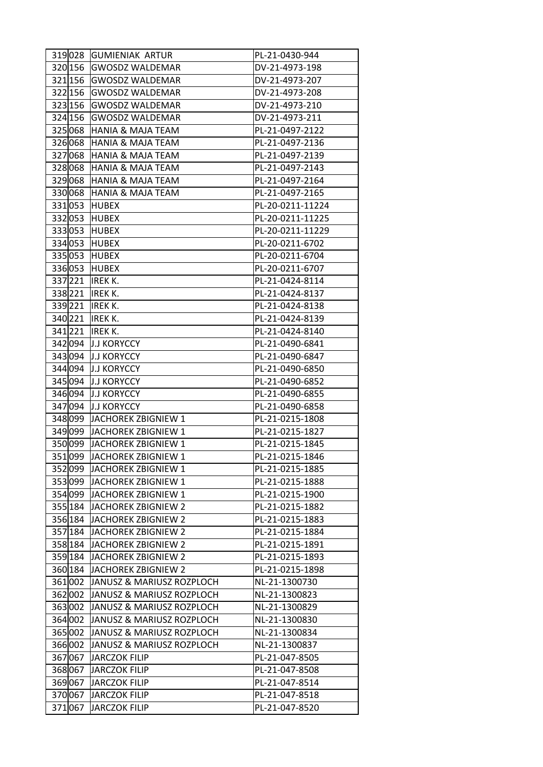| | | | |
|---|---|---|---|
| 319 | 028 | GUMIENIAK ARTUR | PL-21-0430-944 |
| 320 | 156 | GWOSDZ WALDEMAR | DV-21-4973-198 |
| 321 | 156 | GWOSDZ WALDEMAR | DV-21-4973-207 |
| 322 | 156 | GWOSDZ WALDEMAR | DV-21-4973-208 |
| 323 | 156 | GWOSDZ WALDEMAR | DV-21-4973-210 |
| 324 | 156 | GWOSDZ WALDEMAR | DV-21-4973-211 |
| 325 | 068 | HANIA & MAJA TEAM | PL-21-0497-2122 |
| 326 | 068 | HANIA & MAJA TEAM | PL-21-0497-2136 |
| 327 | 068 | HANIA & MAJA TEAM | PL-21-0497-2139 |
| 328 | 068 | HANIA & MAJA TEAM | PL-21-0497-2143 |
| 329 | 068 | HANIA & MAJA TEAM | PL-21-0497-2164 |
| 330 | 068 | HANIA & MAJA TEAM | PL-21-0497-2165 |
| 331 | 053 | HUBEX | PL-20-0211-11224 |
| 332 | 053 | HUBEX | PL-20-0211-11225 |
| 333 | 053 | HUBEX | PL-20-0211-11229 |
| 334 | 053 | HUBEX | PL-20-0211-6702 |
| 335 | 053 | HUBEX | PL-20-0211-6704 |
| 336 | 053 | HUBEX | PL-20-0211-6707 |
| 337 | 221 | IREK K. | PL-21-0424-8114 |
| 338 | 221 | IREK K. | PL-21-0424-8137 |
| 339 | 221 | IREK K. | PL-21-0424-8138 |
| 340 | 221 | IREK K. | PL-21-0424-8139 |
| 341 | 221 | IREK K. | PL-21-0424-8140 |
| 342 | 094 | J.J KORYCCY | PL-21-0490-6841 |
| 343 | 094 | J.J KORYCCY | PL-21-0490-6847 |
| 344 | 094 | J.J KORYCCY | PL-21-0490-6850 |
| 345 | 094 | J.J KORYCCY | PL-21-0490-6852 |
| 346 | 094 | J.J KORYCCY | PL-21-0490-6855 |
| 347 | 094 | J.J KORYCCY | PL-21-0490-6858 |
| 348 | 099 | JACHOREK ZBIGNIEW 1 | PL-21-0215-1808 |
| 349 | 099 | JACHOREK ZBIGNIEW 1 | PL-21-0215-1827 |
| 350 | 099 | JACHOREK ZBIGNIEW 1 | PL-21-0215-1845 |
| 351 | 099 | JACHOREK ZBIGNIEW 1 | PL-21-0215-1846 |
| 352 | 099 | JACHOREK ZBIGNIEW 1 | PL-21-0215-1885 |
| 353 | 099 | JACHOREK ZBIGNIEW 1 | PL-21-0215-1888 |
| 354 | 099 | JACHOREK ZBIGNIEW 1 | PL-21-0215-1900 |
| 355 | 184 | JACHOREK ZBIGNIEW 2 | PL-21-0215-1882 |
| 356 | 184 | JACHOREK ZBIGNIEW 2 | PL-21-0215-1883 |
| 357 | 184 | JACHOREK ZBIGNIEW 2 | PL-21-0215-1884 |
| 358 | 184 | JACHOREK ZBIGNIEW 2 | PL-21-0215-1891 |
| 359 | 184 | JACHOREK ZBIGNIEW 2 | PL-21-0215-1893 |
| 360 | 184 | JACHOREK ZBIGNIEW 2 | PL-21-0215-1898 |
| 361 | 002 | JANUSZ & MARIUSZ ROZPLOCH | NL-21-1300730 |
| 362 | 002 | JANUSZ & MARIUSZ ROZPLOCH | NL-21-1300823 |
| 363 | 002 | JANUSZ & MARIUSZ ROZPLOCH | NL-21-1300829 |
| 364 | 002 | JANUSZ & MARIUSZ ROZPLOCH | NL-21-1300830 |
| 365 | 002 | JANUSZ & MARIUSZ ROZPLOCH | NL-21-1300834 |
| 366 | 002 | JANUSZ & MARIUSZ ROZPLOCH | NL-21-1300837 |
| 367 | 067 | JARCZOK FILIP | PL-21-047-8505 |
| 368 | 067 | JARCZOK FILIP | PL-21-047-8508 |
| 369 | 067 | JARCZOK FILIP | PL-21-047-8514 |
| 370 | 067 | JARCZOK FILIP | PL-21-047-8518 |
| 371 | 067 | JARCZOK FILIP | PL-21-047-8520 |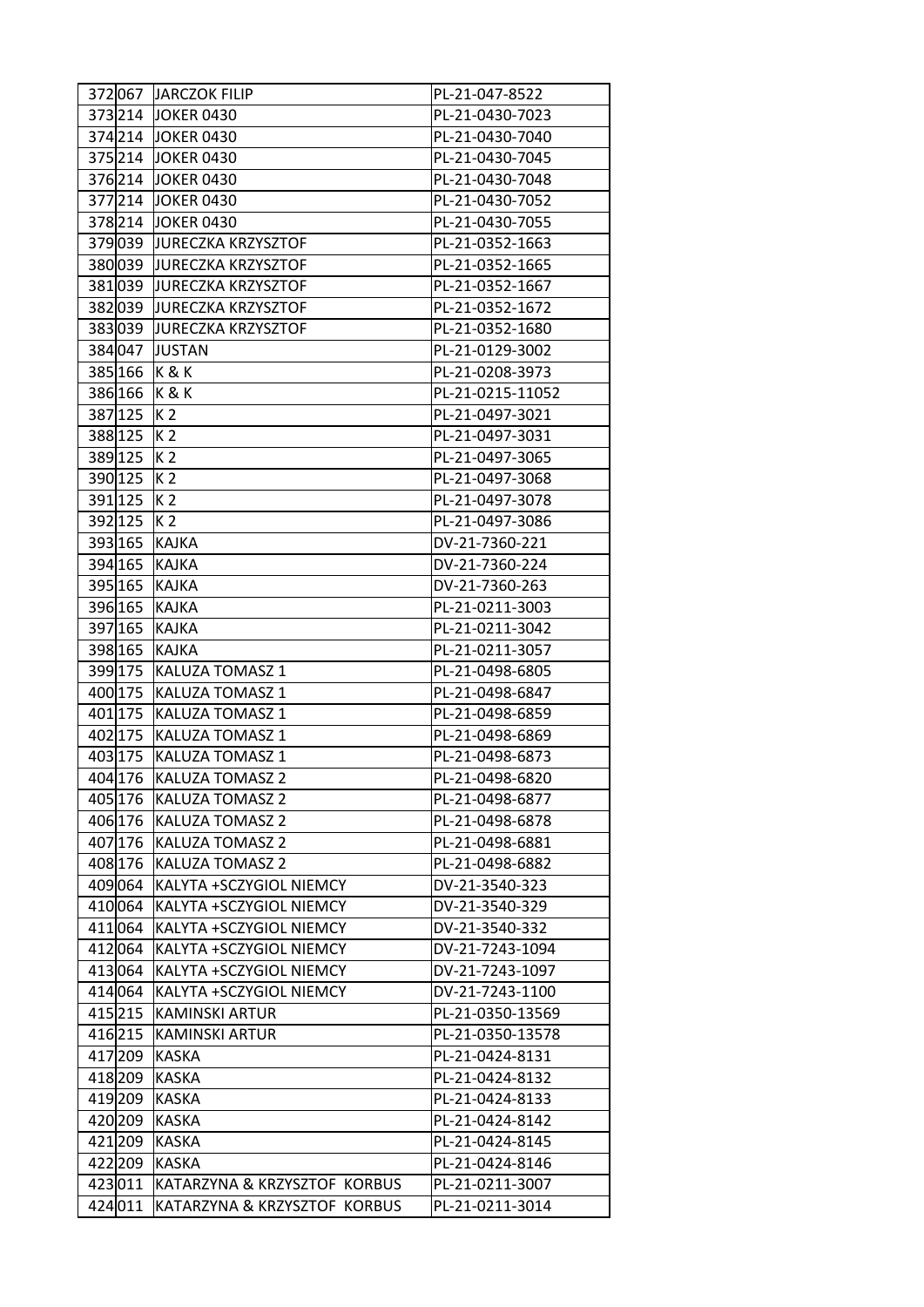| | | | |
|---|---|---|---|
| 372 | 067 | JARCZOK FILIP | PL-21-047-8522 |
| 373 | 214 | JOKER 0430 | PL-21-0430-7023 |
| 374 | 214 | JOKER 0430 | PL-21-0430-7040 |
| 375 | 214 | JOKER 0430 | PL-21-0430-7045 |
| 376 | 214 | JOKER 0430 | PL-21-0430-7048 |
| 377 | 214 | JOKER 0430 | PL-21-0430-7052 |
| 378 | 214 | JOKER 0430 | PL-21-0430-7055 |
| 379 | 039 | JURECZKA KRZYSZTOF | PL-21-0352-1663 |
| 380 | 039 | JURECZKA KRZYSZTOF | PL-21-0352-1665 |
| 381 | 039 | JURECZKA KRZYSZTOF | PL-21-0352-1667 |
| 382 | 039 | JURECZKA KRZYSZTOF | PL-21-0352-1672 |
| 383 | 039 | JURECZKA KRZYSZTOF | PL-21-0352-1680 |
| 384 | 047 | JUSTAN | PL-21-0129-3002 |
| 385 | 166 | K & K | PL-21-0208-3973 |
| 386 | 166 | K & K | PL-21-0215-11052 |
| 387 | 125 | K 2 | PL-21-0497-3021 |
| 388 | 125 | K 2 | PL-21-0497-3031 |
| 389 | 125 | K 2 | PL-21-0497-3065 |
| 390 | 125 | K 2 | PL-21-0497-3068 |
| 391 | 125 | K 2 | PL-21-0497-3078 |
| 392 | 125 | K 2 | PL-21-0497-3086 |
| 393 | 165 | KAJKA | DV-21-7360-221 |
| 394 | 165 | KAJKA | DV-21-7360-224 |
| 395 | 165 | KAJKA | DV-21-7360-263 |
| 396 | 165 | KAJKA | PL-21-0211-3003 |
| 397 | 165 | KAJKA | PL-21-0211-3042 |
| 398 | 165 | KAJKA | PL-21-0211-3057 |
| 399 | 175 | KALUZA TOMASZ 1 | PL-21-0498-6805 |
| 400 | 175 | KALUZA TOMASZ 1 | PL-21-0498-6847 |
| 401 | 175 | KALUZA TOMASZ 1 | PL-21-0498-6859 |
| 402 | 175 | KALUZA TOMASZ 1 | PL-21-0498-6869 |
| 403 | 175 | KALUZA TOMASZ 1 | PL-21-0498-6873 |
| 404 | 176 | KALUZA TOMASZ 2 | PL-21-0498-6820 |
| 405 | 176 | KALUZA TOMASZ 2 | PL-21-0498-6877 |
| 406 | 176 | KALUZA TOMASZ 2 | PL-21-0498-6878 |
| 407 | 176 | KALUZA TOMASZ 2 | PL-21-0498-6881 |
| 408 | 176 | KALUZA TOMASZ 2 | PL-21-0498-6882 |
| 409 | 064 | KALYTA +SCZYGIOL NIEMCY | DV-21-3540-323 |
| 410 | 064 | KALYTA +SCZYGIOL NIEMCY | DV-21-3540-329 |
| 411 | 064 | KALYTA +SCZYGIOL NIEMCY | DV-21-3540-332 |
| 412 | 064 | KALYTA +SCZYGIOL NIEMCY | DV-21-7243-1094 |
| 413 | 064 | KALYTA +SCZYGIOL NIEMCY | DV-21-7243-1097 |
| 414 | 064 | KALYTA +SCZYGIOL NIEMCY | DV-21-7243-1100 |
| 415 | 215 | KAMINSKI ARTUR | PL-21-0350-13569 |
| 416 | 215 | KAMINSKI ARTUR | PL-21-0350-13578 |
| 417 | 209 | KASKA | PL-21-0424-8131 |
| 418 | 209 | KASKA | PL-21-0424-8132 |
| 419 | 209 | KASKA | PL-21-0424-8133 |
| 420 | 209 | KASKA | PL-21-0424-8142 |
| 421 | 209 | KASKA | PL-21-0424-8145 |
| 422 | 209 | KASKA | PL-21-0424-8146 |
| 423 | 011 | KATARZYNA & KRZYSZTOF KORBUS | PL-21-0211-3007 |
| 424 | 011 | KATARZYNA & KRZYSZTOF KORBUS | PL-21-0211-3014 |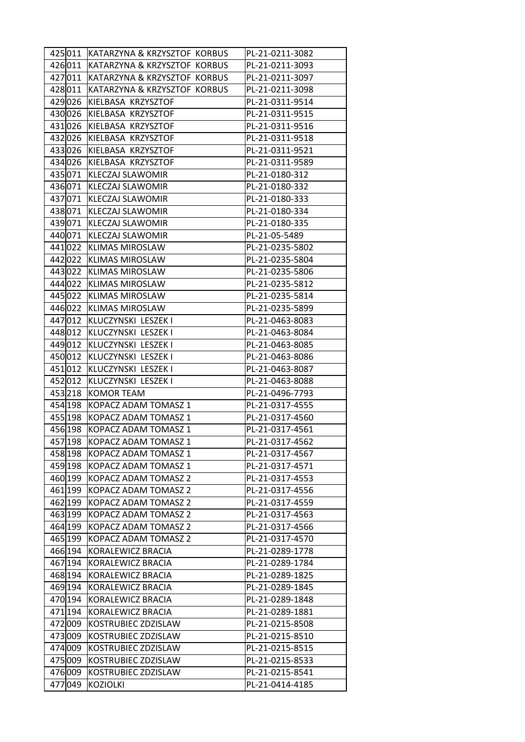| | | | |
|---|---|---|---|
| 425 | 011 | KATARZYNA & KRZYSZTOF KORBUS | PL-21-0211-3082 |
| 426 | 011 | KATARZYNA & KRZYSZTOF KORBUS | PL-21-0211-3093 |
| 427 | 011 | KATARZYNA & KRZYSZTOF KORBUS | PL-21-0211-3097 |
| 428 | 011 | KATARZYNA & KRZYSZTOF KORBUS | PL-21-0211-3098 |
| 429 | 026 | KIELBASA KRZYSZTOF | PL-21-0311-9514 |
| 430 | 026 | KIELBASA KRZYSZTOF | PL-21-0311-9515 |
| 431 | 026 | KIELBASA KRZYSZTOF | PL-21-0311-9516 |
| 432 | 026 | KIELBASA KRZYSZTOF | PL-21-0311-9518 |
| 433 | 026 | KIELBASA KRZYSZTOF | PL-21-0311-9521 |
| 434 | 026 | KIELBASA KRZYSZTOF | PL-21-0311-9589 |
| 435 | 071 | KLECZAJ SLAWOMIR | PL-21-0180-312 |
| 436 | 071 | KLECZAJ SLAWOMIR | PL-21-0180-332 |
| 437 | 071 | KLECZAJ SLAWOMIR | PL-21-0180-333 |
| 438 | 071 | KLECZAJ SLAWOMIR | PL-21-0180-334 |
| 439 | 071 | KLECZAJ SLAWOMIR | PL-21-0180-335 |
| 440 | 071 | KLECZAJ SLAWOMIR | PL-21-05-5489 |
| 441 | 022 | KLIMAS MIROSLAW | PL-21-0235-5802 |
| 442 | 022 | KLIMAS MIROSLAW | PL-21-0235-5804 |
| 443 | 022 | KLIMAS MIROSLAW | PL-21-0235-5806 |
| 444 | 022 | KLIMAS MIROSLAW | PL-21-0235-5812 |
| 445 | 022 | KLIMAS MIROSLAW | PL-21-0235-5814 |
| 446 | 022 | KLIMAS MIROSLAW | PL-21-0235-5899 |
| 447 | 012 | KLUCZYNSKI LESZEK I | PL-21-0463-8083 |
| 448 | 012 | KLUCZYNSKI LESZEK I | PL-21-0463-8084 |
| 449 | 012 | KLUCZYNSKI LESZEK I | PL-21-0463-8085 |
| 450 | 012 | KLUCZYNSKI LESZEK I | PL-21-0463-8086 |
| 451 | 012 | KLUCZYNSKI LESZEK I | PL-21-0463-8087 |
| 452 | 012 | KLUCZYNSKI LESZEK I | PL-21-0463-8088 |
| 453 | 218 | KOMOR TEAM | PL-21-0496-7793 |
| 454 | 198 | KOPACZ ADAM TOMASZ 1 | PL-21-0317-4555 |
| 455 | 198 | KOPACZ ADAM TOMASZ 1 | PL-21-0317-4560 |
| 456 | 198 | KOPACZ ADAM TOMASZ 1 | PL-21-0317-4561 |
| 457 | 198 | KOPACZ ADAM TOMASZ 1 | PL-21-0317-4562 |
| 458 | 198 | KOPACZ ADAM TOMASZ 1 | PL-21-0317-4567 |
| 459 | 198 | KOPACZ ADAM TOMASZ 1 | PL-21-0317-4571 |
| 460 | 199 | KOPACZ ADAM TOMASZ 2 | PL-21-0317-4553 |
| 461 | 199 | KOPACZ ADAM TOMASZ 2 | PL-21-0317-4556 |
| 462 | 199 | KOPACZ ADAM TOMASZ 2 | PL-21-0317-4559 |
| 463 | 199 | KOPACZ ADAM TOMASZ 2 | PL-21-0317-4563 |
| 464 | 199 | KOPACZ ADAM TOMASZ 2 | PL-21-0317-4566 |
| 465 | 199 | KOPACZ ADAM TOMASZ 2 | PL-21-0317-4570 |
| 466 | 194 | KORALEWICZ BRACIA | PL-21-0289-1778 |
| 467 | 194 | KORALEWICZ BRACIA | PL-21-0289-1784 |
| 468 | 194 | KORALEWICZ BRACIA | PL-21-0289-1825 |
| 469 | 194 | KORALEWICZ BRACIA | PL-21-0289-1845 |
| 470 | 194 | KORALEWICZ BRACIA | PL-21-0289-1848 |
| 471 | 194 | KORALEWICZ BRACIA | PL-21-0289-1881 |
| 472 | 009 | KOSTRUBIEC ZDZISLAW | PL-21-0215-8508 |
| 473 | 009 | KOSTRUBIEC ZDZISLAW | PL-21-0215-8510 |
| 474 | 009 | KOSTRUBIEC ZDZISLAW | PL-21-0215-8515 |
| 475 | 009 | KOSTRUBIEC ZDZISLAW | PL-21-0215-8533 |
| 476 | 009 | KOSTRUBIEC ZDZISLAW | PL-21-0215-8541 |
| 477 | 049 | KOZIOLKI | PL-21-0414-4185 |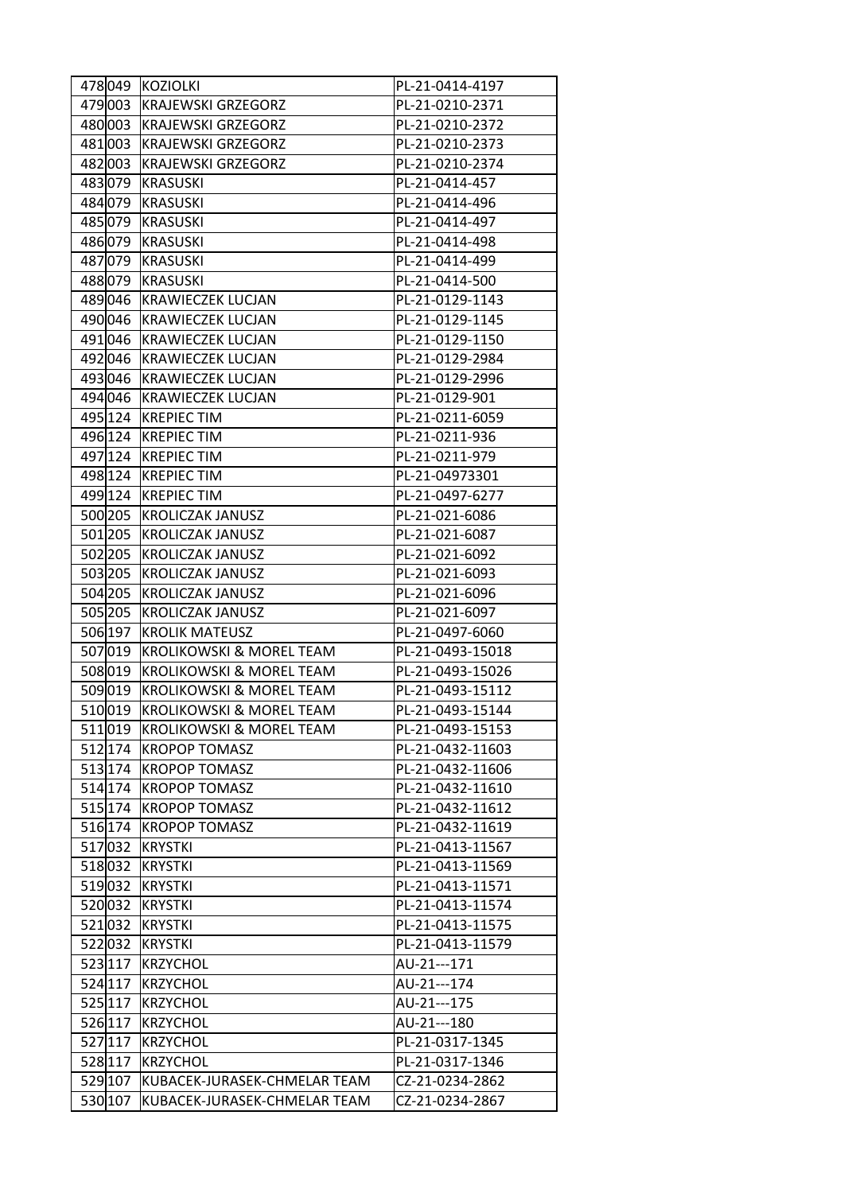| | | | |
|---|---|---|---|
| 478 | 049 | KOZIOLKI | PL-21-0414-4197 |
| 479 | 003 | KRAJEWSKI GRZEGORZ | PL-21-0210-2371 |
| 480 | 003 | KRAJEWSKI GRZEGORZ | PL-21-0210-2372 |
| 481 | 003 | KRAJEWSKI GRZEGORZ | PL-21-0210-2373 |
| 482 | 003 | KRAJEWSKI GRZEGORZ | PL-21-0210-2374 |
| 483 | 079 | KRASUSKI | PL-21-0414-457 |
| 484 | 079 | KRASUSKI | PL-21-0414-496 |
| 485 | 079 | KRASUSKI | PL-21-0414-497 |
| 486 | 079 | KRASUSKI | PL-21-0414-498 |
| 487 | 079 | KRASUSKI | PL-21-0414-499 |
| 488 | 079 | KRASUSKI | PL-21-0414-500 |
| 489 | 046 | KRAWIECZEK LUCJAN | PL-21-0129-1143 |
| 490 | 046 | KRAWIECZEK LUCJAN | PL-21-0129-1145 |
| 491 | 046 | KRAWIECZEK LUCJAN | PL-21-0129-1150 |
| 492 | 046 | KRAWIECZEK LUCJAN | PL-21-0129-2984 |
| 493 | 046 | KRAWIECZEK LUCJAN | PL-21-0129-2996 |
| 494 | 046 | KRAWIECZEK LUCJAN | PL-21-0129-901 |
| 495 | 124 | KREPIEC TIM | PL-21-0211-6059 |
| 496 | 124 | KREPIEC TIM | PL-21-0211-936 |
| 497 | 124 | KREPIEC TIM | PL-21-0211-979 |
| 498 | 124 | KREPIEC TIM | PL-21-04973301 |
| 499 | 124 | KREPIEC TIM | PL-21-0497-6277 |
| 500 | 205 | KROLICZAK JANUSZ | PL-21-021-6086 |
| 501 | 205 | KROLICZAK JANUSZ | PL-21-021-6087 |
| 502 | 205 | KROLICZAK JANUSZ | PL-21-021-6092 |
| 503 | 205 | KROLICZAK JANUSZ | PL-21-021-6093 |
| 504 | 205 | KROLICZAK JANUSZ | PL-21-021-6096 |
| 505 | 205 | KROLICZAK JANUSZ | PL-21-021-6097 |
| 506 | 197 | KROLIK MATEUSZ | PL-21-0497-6060 |
| 507 | 019 | KROLIKOWSKI & MOREL TEAM | PL-21-0493-15018 |
| 508 | 019 | KROLIKOWSKI & MOREL TEAM | PL-21-0493-15026 |
| 509 | 019 | KROLIKOWSKI & MOREL TEAM | PL-21-0493-15112 |
| 510 | 019 | KROLIKOWSKI & MOREL TEAM | PL-21-0493-15144 |
| 511 | 019 | KROLIKOWSKI & MOREL TEAM | PL-21-0493-15153 |
| 512 | 174 | KROPOP TOMASZ | PL-21-0432-11603 |
| 513 | 174 | KROPOP TOMASZ | PL-21-0432-11606 |
| 514 | 174 | KROPOP TOMASZ | PL-21-0432-11610 |
| 515 | 174 | KROPOP TOMASZ | PL-21-0432-11612 |
| 516 | 174 | KROPOP TOMASZ | PL-21-0432-11619 |
| 517 | 032 | KRYSTKI | PL-21-0413-11567 |
| 518 | 032 | KRYSTKI | PL-21-0413-11569 |
| 519 | 032 | KRYSTKI | PL-21-0413-11571 |
| 520 | 032 | KRYSTKI | PL-21-0413-11574 |
| 521 | 032 | KRYSTKI | PL-21-0413-11575 |
| 522 | 032 | KRYSTKI | PL-21-0413-11579 |
| 523 | 117 | KRZYCHOL | AU-21---171 |
| 524 | 117 | KRZYCHOL | AU-21---174 |
| 525 | 117 | KRZYCHOL | AU-21---175 |
| 526 | 117 | KRZYCHOL | AU-21---180 |
| 527 | 117 | KRZYCHOL | PL-21-0317-1345 |
| 528 | 117 | KRZYCHOL | PL-21-0317-1346 |
| 529 | 107 | KUBACEK-JURASEK-CHMELAR TEAM | CZ-21-0234-2862 |
| 530 | 107 | KUBACEK-JURASEK-CHMELAR TEAM | CZ-21-0234-2867 |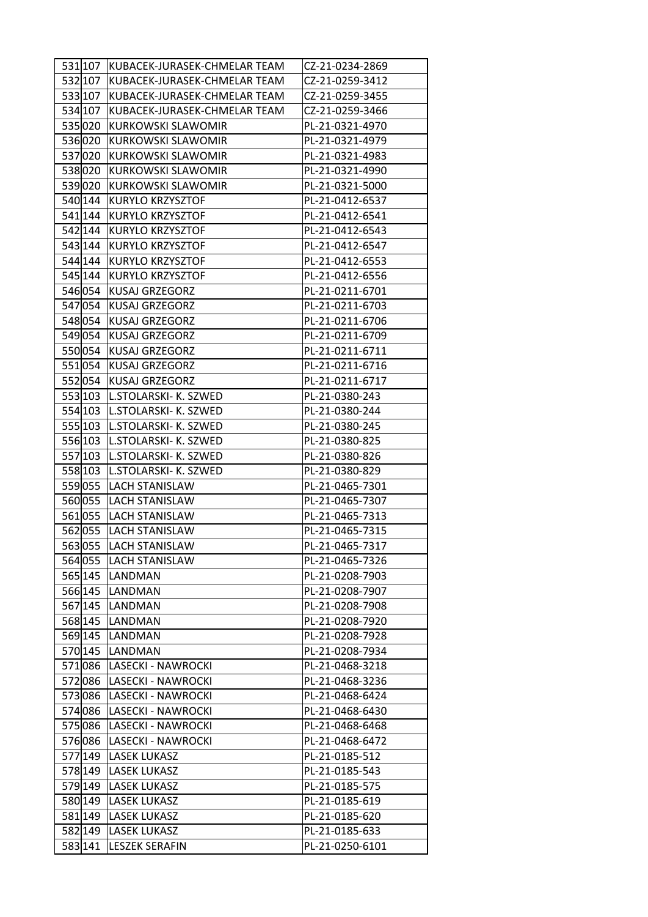| | | | |
|---|---|---|---|
| 531 | 107 | KUBACEK-JURASEK-CHMELAR TEAM | CZ-21-0234-2869 |
| 532 | 107 | KUBACEK-JURASEK-CHMELAR TEAM | CZ-21-0259-3412 |
| 533 | 107 | KUBACEK-JURASEK-CHMELAR TEAM | CZ-21-0259-3455 |
| 534 | 107 | KUBACEK-JURASEK-CHMELAR TEAM | CZ-21-0259-3466 |
| 535 | 020 | KURKOWSKI SLAWOMIR | PL-21-0321-4970 |
| 536 | 020 | KURKOWSKI SLAWOMIR | PL-21-0321-4979 |
| 537 | 020 | KURKOWSKI SLAWOMIR | PL-21-0321-4983 |
| 538 | 020 | KURKOWSKI SLAWOMIR | PL-21-0321-4990 |
| 539 | 020 | KURKOWSKI SLAWOMIR | PL-21-0321-5000 |
| 540 | 144 | KURYLO KRZYSZTOF | PL-21-0412-6537 |
| 541 | 144 | KURYLO KRZYSZTOF | PL-21-0412-6541 |
| 542 | 144 | KURYLO KRZYSZTOF | PL-21-0412-6543 |
| 543 | 144 | KURYLO KRZYSZTOF | PL-21-0412-6547 |
| 544 | 144 | KURYLO KRZYSZTOF | PL-21-0412-6553 |
| 545 | 144 | KURYLO KRZYSZTOF | PL-21-0412-6556 |
| 546 | 054 | KUSAJ GRZEGORZ | PL-21-0211-6701 |
| 547 | 054 | KUSAJ GRZEGORZ | PL-21-0211-6703 |
| 548 | 054 | KUSAJ GRZEGORZ | PL-21-0211-6706 |
| 549 | 054 | KUSAJ GRZEGORZ | PL-21-0211-6709 |
| 550 | 054 | KUSAJ GRZEGORZ | PL-21-0211-6711 |
| 551 | 054 | KUSAJ GRZEGORZ | PL-21-0211-6716 |
| 552 | 054 | KUSAJ GRZEGORZ | PL-21-0211-6717 |
| 553 | 103 | L.STOLARSKI- K. SZWED | PL-21-0380-243 |
| 554 | 103 | L.STOLARSKI- K. SZWED | PL-21-0380-244 |
| 555 | 103 | L.STOLARSKI- K. SZWED | PL-21-0380-245 |
| 556 | 103 | L.STOLARSKI- K. SZWED | PL-21-0380-825 |
| 557 | 103 | L.STOLARSKI- K. SZWED | PL-21-0380-826 |
| 558 | 103 | L.STOLARSKI- K. SZWED | PL-21-0380-829 |
| 559 | 055 | LACH STANISLAW | PL-21-0465-7301 |
| 560 | 055 | LACH STANISLAW | PL-21-0465-7307 |
| 561 | 055 | LACH STANISLAW | PL-21-0465-7313 |
| 562 | 055 | LACH STANISLAW | PL-21-0465-7315 |
| 563 | 055 | LACH STANISLAW | PL-21-0465-7317 |
| 564 | 055 | LACH STANISLAW | PL-21-0465-7326 |
| 565 | 145 | LANDMAN | PL-21-0208-7903 |
| 566 | 145 | LANDMAN | PL-21-0208-7907 |
| 567 | 145 | LANDMAN | PL-21-0208-7908 |
| 568 | 145 | LANDMAN | PL-21-0208-7920 |
| 569 | 145 | LANDMAN | PL-21-0208-7928 |
| 570 | 145 | LANDMAN | PL-21-0208-7934 |
| 571 | 086 | LASECKI - NAWROCKI | PL-21-0468-3218 |
| 572 | 086 | LASECKI - NAWROCKI | PL-21-0468-3236 |
| 573 | 086 | LASECKI - NAWROCKI | PL-21-0468-6424 |
| 574 | 086 | LASECKI - NAWROCKI | PL-21-0468-6430 |
| 575 | 086 | LASECKI - NAWROCKI | PL-21-0468-6468 |
| 576 | 086 | LASECKI - NAWROCKI | PL-21-0468-6472 |
| 577 | 149 | LASEK LUKASZ | PL-21-0185-512 |
| 578 | 149 | LASEK LUKASZ | PL-21-0185-543 |
| 579 | 149 | LASEK LUKASZ | PL-21-0185-575 |
| 580 | 149 | LASEK LUKASZ | PL-21-0185-619 |
| 581 | 149 | LASEK LUKASZ | PL-21-0185-620 |
| 582 | 149 | LASEK LUKASZ | PL-21-0185-633 |
| 583 | 141 | LESZEK SERAFIN | PL-21-0250-6101 |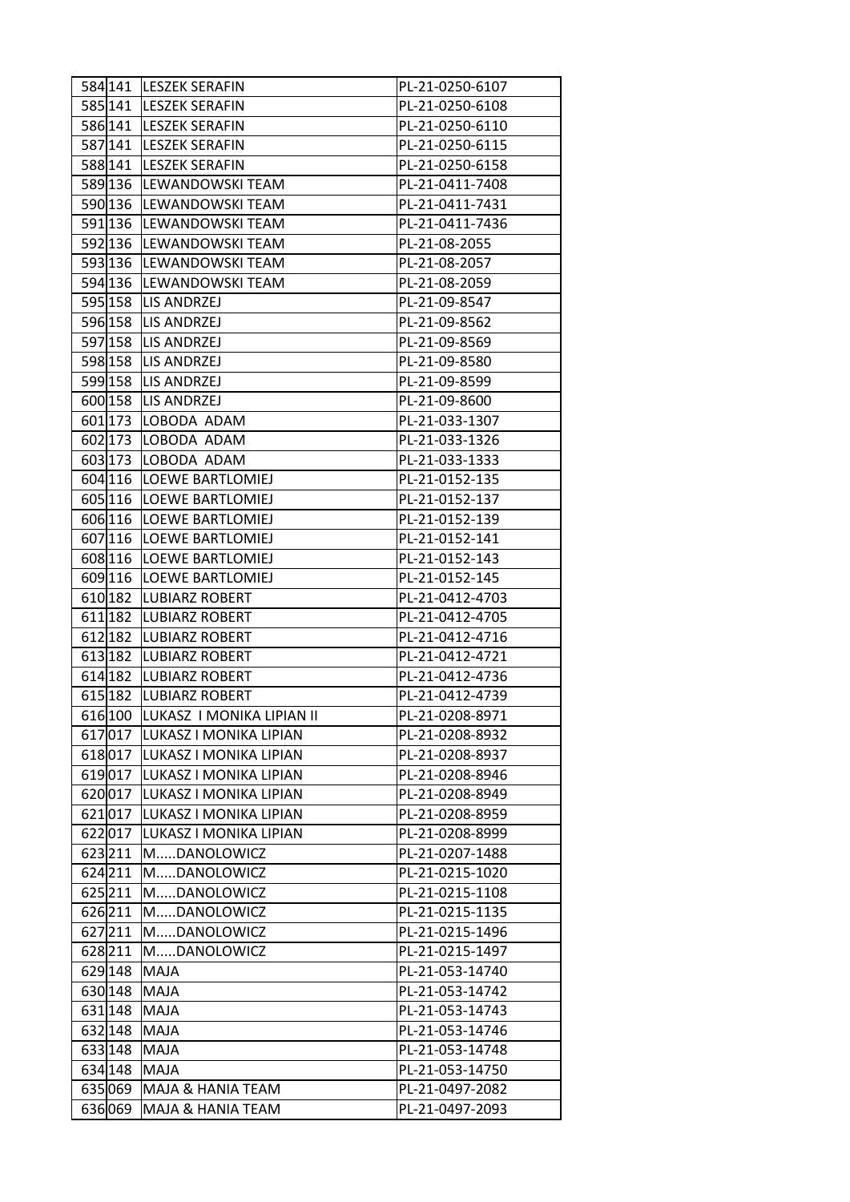| | | | |
|---|---|---|---|
| 584 | 141 | LESZEK SERAFIN | PL-21-0250-6107 |
| 585 | 141 | LESZEK SERAFIN | PL-21-0250-6108 |
| 586 | 141 | LESZEK SERAFIN | PL-21-0250-6110 |
| 587 | 141 | LESZEK SERAFIN | PL-21-0250-6115 |
| 588 | 141 | LESZEK SERAFIN | PL-21-0250-6158 |
| 589 | 136 | LEWANDOWSKI TEAM | PL-21-0411-7408 |
| 590 | 136 | LEWANDOWSKI TEAM | PL-21-0411-7431 |
| 591 | 136 | LEWANDOWSKI TEAM | PL-21-0411-7436 |
| 592 | 136 | LEWANDOWSKI TEAM | PL-21-08-2055 |
| 593 | 136 | LEWANDOWSKI TEAM | PL-21-08-2057 |
| 594 | 136 | LEWANDOWSKI TEAM | PL-21-08-2059 |
| 595 | 158 | LIS ANDRZEJ | PL-21-09-8547 |
| 596 | 158 | LIS ANDRZEJ | PL-21-09-8562 |
| 597 | 158 | LIS ANDRZEJ | PL-21-09-8569 |
| 598 | 158 | LIS ANDRZEJ | PL-21-09-8580 |
| 599 | 158 | LIS ANDRZEJ | PL-21-09-8599 |
| 600 | 158 | LIS ANDRZEJ | PL-21-09-8600 |
| 601 | 173 | LOBODA ADAM | PL-21-033-1307 |
| 602 | 173 | LOBODA ADAM | PL-21-033-1326 |
| 603 | 173 | LOBODA ADAM | PL-21-033-1333 |
| 604 | 116 | LOEWE BARTLOMIEJ | PL-21-0152-135 |
| 605 | 116 | LOEWE BARTLOMIEJ | PL-21-0152-137 |
| 606 | 116 | LOEWE BARTLOMIEJ | PL-21-0152-139 |
| 607 | 116 | LOEWE BARTLOMIEJ | PL-21-0152-141 |
| 608 | 116 | LOEWE BARTLOMIEJ | PL-21-0152-143 |
| 609 | 116 | LOEWE BARTLOMIEJ | PL-21-0152-145 |
| 610 | 182 | LUBIARZ ROBERT | PL-21-0412-4703 |
| 611 | 182 | LUBIARZ ROBERT | PL-21-0412-4705 |
| 612 | 182 | LUBIARZ ROBERT | PL-21-0412-4716 |
| 613 | 182 | LUBIARZ ROBERT | PL-21-0412-4721 |
| 614 | 182 | LUBIARZ ROBERT | PL-21-0412-4736 |
| 615 | 182 | LUBIARZ ROBERT | PL-21-0412-4739 |
| 616 | 100 | LUKASZ I MONIKA LIPIAN II | PL-21-0208-8971 |
| 617 | 017 | LUKASZ I MONIKA LIPIAN | PL-21-0208-8932 |
| 618 | 017 | LUKASZ I MONIKA LIPIAN | PL-21-0208-8937 |
| 619 | 017 | LUKASZ I MONIKA LIPIAN | PL-21-0208-8946 |
| 620 | 017 | LUKASZ I MONIKA LIPIAN | PL-21-0208-8949 |
| 621 | 017 | LUKASZ I MONIKA LIPIAN | PL-21-0208-8959 |
| 622 | 017 | LUKASZ I MONIKA LIPIAN | PL-21-0208-8999 |
| 623 | 211 | M.....DANOLOWICZ | PL-21-0207-1488 |
| 624 | 211 | M.....DANOLOWICZ | PL-21-0215-1020 |
| 625 | 211 | M.....DANOLOWICZ | PL-21-0215-1108 |
| 626 | 211 | M.....DANOLOWICZ | PL-21-0215-1135 |
| 627 | 211 | M.....DANOLOWICZ | PL-21-0215-1496 |
| 628 | 211 | M.....DANOLOWICZ | PL-21-0215-1497 |
| 629 | 148 | MAJA | PL-21-053-14740 |
| 630 | 148 | MAJA | PL-21-053-14742 |
| 631 | 148 | MAJA | PL-21-053-14743 |
| 632 | 148 | MAJA | PL-21-053-14746 |
| 633 | 148 | MAJA | PL-21-053-14748 |
| 634 | 148 | MAJA | PL-21-053-14750 |
| 635 | 069 | MAJA & HANIA TEAM | PL-21-0497-2082 |
| 636 | 069 | MAJA & HANIA TEAM | PL-21-0497-2093 |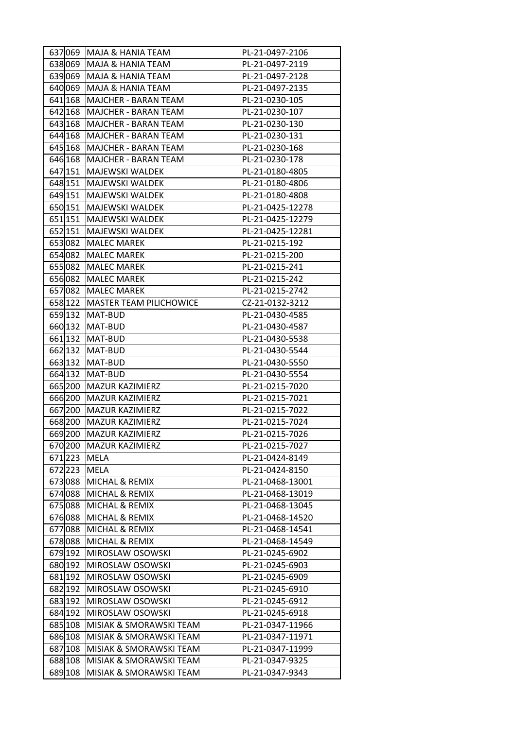| 637 | 069 | MAJA & HANIA TEAM | PL-21-0497-2106 |
|---|---|---|---|
| 638 | 069 | MAJA & HANIA TEAM | PL-21-0497-2119 |
| 639 | 069 | MAJA & HANIA TEAM | PL-21-0497-2128 |
| 640 | 069 | MAJA & HANIA TEAM | PL-21-0497-2135 |
| 641 | 168 | MAJCHER - BARAN TEAM | PL-21-0230-105 |
| 642 | 168 | MAJCHER - BARAN TEAM | PL-21-0230-107 |
| 643 | 168 | MAJCHER - BARAN TEAM | PL-21-0230-130 |
| 644 | 168 | MAJCHER - BARAN TEAM | PL-21-0230-131 |
| 645 | 168 | MAJCHER - BARAN TEAM | PL-21-0230-168 |
| 646 | 168 | MAJCHER - BARAN TEAM | PL-21-0230-178 |
| 647 | 151 | MAJEWSKI WALDEK | PL-21-0180-4805 |
| 648 | 151 | MAJEWSKI WALDEK | PL-21-0180-4806 |
| 649 | 151 | MAJEWSKI WALDEK | PL-21-0180-4808 |
| 650 | 151 | MAJEWSKI WALDEK | PL-21-0425-12278 |
| 651 | 151 | MAJEWSKI WALDEK | PL-21-0425-12279 |
| 652 | 151 | MAJEWSKI WALDEK | PL-21-0425-12281 |
| 653 | 082 | MALEC MAREK | PL-21-0215-192 |
| 654 | 082 | MALEC MAREK | PL-21-0215-200 |
| 655 | 082 | MALEC MAREK | PL-21-0215-241 |
| 656 | 082 | MALEC MAREK | PL-21-0215-242 |
| 657 | 082 | MALEC MAREK | PL-21-0215-2742 |
| 658 | 122 | MASTER TEAM PILICHOWICE | CZ-21-0132-3212 |
| 659 | 132 | MAT-BUD | PL-21-0430-4585 |
| 660 | 132 | MAT-BUD | PL-21-0430-4587 |
| 661 | 132 | MAT-BUD | PL-21-0430-5538 |
| 662 | 132 | MAT-BUD | PL-21-0430-5544 |
| 663 | 132 | MAT-BUD | PL-21-0430-5550 |
| 664 | 132 | MAT-BUD | PL-21-0430-5554 |
| 665 | 200 | MAZUR KAZIMIERZ | PL-21-0215-7020 |
| 666 | 200 | MAZUR KAZIMIERZ | PL-21-0215-7021 |
| 667 | 200 | MAZUR KAZIMIERZ | PL-21-0215-7022 |
| 668 | 200 | MAZUR KAZIMIERZ | PL-21-0215-7024 |
| 669 | 200 | MAZUR KAZIMIERZ | PL-21-0215-7026 |
| 670 | 200 | MAZUR KAZIMIERZ | PL-21-0215-7027 |
| 671 | 223 | MELA | PL-21-0424-8149 |
| 672 | 223 | MELA | PL-21-0424-8150 |
| 673 | 088 | MICHAL & REMIX | PL-21-0468-13001 |
| 674 | 088 | MICHAL & REMIX | PL-21-0468-13019 |
| 675 | 088 | MICHAL & REMIX | PL-21-0468-13045 |
| 676 | 088 | MICHAL & REMIX | PL-21-0468-14520 |
| 677 | 088 | MICHAL & REMIX | PL-21-0468-14541 |
| 678 | 088 | MICHAL & REMIX | PL-21-0468-14549 |
| 679 | 192 | MIROSLAW OSOWSKI | PL-21-0245-6902 |
| 680 | 192 | MIROSLAW OSOWSKI | PL-21-0245-6903 |
| 681 | 192 | MIROSLAW OSOWSKI | PL-21-0245-6909 |
| 682 | 192 | MIROSLAW OSOWSKI | PL-21-0245-6910 |
| 683 | 192 | MIROSLAW OSOWSKI | PL-21-0245-6912 |
| 684 | 192 | MIROSLAW OSOWSKI | PL-21-0245-6918 |
| 685 | 108 | MISIAK & SMORAWSKI TEAM | PL-21-0347-11966 |
| 686 | 108 | MISIAK & SMORAWSKI TEAM | PL-21-0347-11971 |
| 687 | 108 | MISIAK & SMORAWSKI TEAM | PL-21-0347-11999 |
| 688 | 108 | MISIAK & SMORAWSKI TEAM | PL-21-0347-9325 |
| 689 | 108 | MISIAK & SMORAWSKI TEAM | PL-21-0347-9343 |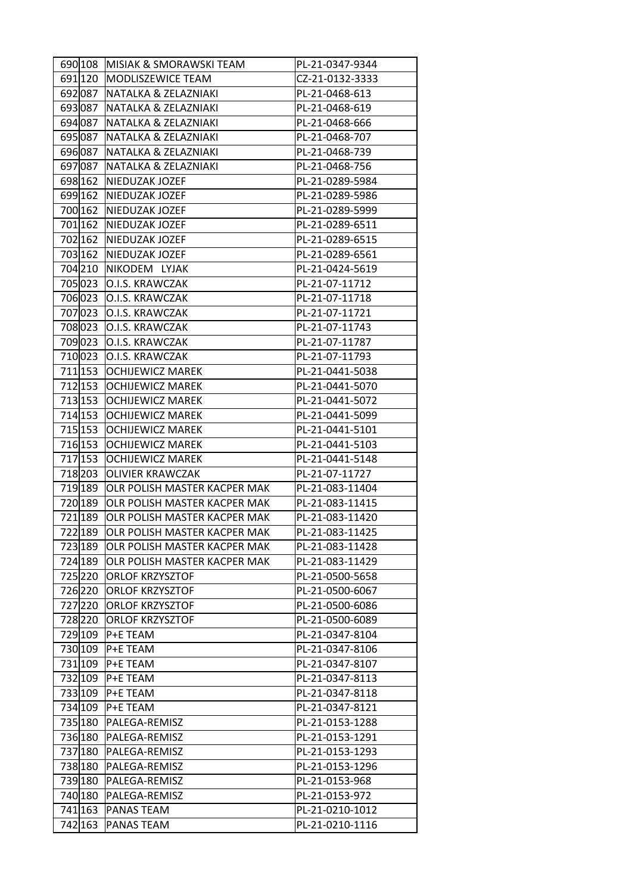| | | | |
|---|---|---|---|
| 690 | 108 | MISIAK & SMORAWSKI TEAM | PL-21-0347-9344 |
| 691 | 120 | MODLISZEWICE TEAM | CZ-21-0132-3333 |
| 692 | 087 | NATALKA & ZELAZNIAKI | PL-21-0468-613 |
| 693 | 087 | NATALKA & ZELAZNIAKI | PL-21-0468-619 |
| 694 | 087 | NATALKA & ZELAZNIAKI | PL-21-0468-666 |
| 695 | 087 | NATALKA & ZELAZNIAKI | PL-21-0468-707 |
| 696 | 087 | NATALKA & ZELAZNIAKI | PL-21-0468-739 |
| 697 | 087 | NATALKA & ZELAZNIAKI | PL-21-0468-756 |
| 698 | 162 | NIEDUZAK JOZEF | PL-21-0289-5984 |
| 699 | 162 | NIEDUZAK JOZEF | PL-21-0289-5986 |
| 700 | 162 | NIEDUZAK JOZEF | PL-21-0289-5999 |
| 701 | 162 | NIEDUZAK JOZEF | PL-21-0289-6511 |
| 702 | 162 | NIEDUZAK JOZEF | PL-21-0289-6515 |
| 703 | 162 | NIEDUZAK JOZEF | PL-21-0289-6561 |
| 704 | 210 | NIKODEM LYJAK | PL-21-0424-5619 |
| 705 | 023 | O.I.S. KRAWCZAK | PL-21-07-11712 |
| 706 | 023 | O.I.S. KRAWCZAK | PL-21-07-11718 |
| 707 | 023 | O.I.S. KRAWCZAK | PL-21-07-11721 |
| 708 | 023 | O.I.S. KRAWCZAK | PL-21-07-11743 |
| 709 | 023 | O.I.S. KRAWCZAK | PL-21-07-11787 |
| 710 | 023 | O.I.S. KRAWCZAK | PL-21-07-11793 |
| 711 | 153 | OCHIJEWICZ MAREK | PL-21-0441-5038 |
| 712 | 153 | OCHIJEWICZ MAREK | PL-21-0441-5070 |
| 713 | 153 | OCHIJEWICZ MAREK | PL-21-0441-5072 |
| 714 | 153 | OCHIJEWICZ MAREK | PL-21-0441-5099 |
| 715 | 153 | OCHIJEWICZ MAREK | PL-21-0441-5101 |
| 716 | 153 | OCHIJEWICZ MAREK | PL-21-0441-5103 |
| 717 | 153 | OCHIJEWICZ MAREK | PL-21-0441-5148 |
| 718 | 203 | OLIVIER KRAWCZAK | PL-21-07-11727 |
| 719 | 189 | OLR POLISH MASTER KACPER MAK | PL-21-083-11404 |
| 720 | 189 | OLR POLISH MASTER KACPER MAK | PL-21-083-11415 |
| 721 | 189 | OLR POLISH MASTER KACPER MAK | PL-21-083-11420 |
| 722 | 189 | OLR POLISH MASTER KACPER MAK | PL-21-083-11425 |
| 723 | 189 | OLR POLISH MASTER KACPER MAK | PL-21-083-11428 |
| 724 | 189 | OLR POLISH MASTER KACPER MAK | PL-21-083-11429 |
| 725 | 220 | ORLOF KRZYSZTOF | PL-21-0500-5658 |
| 726 | 220 | ORLOF KRZYSZTOF | PL-21-0500-6067 |
| 727 | 220 | ORLOF KRZYSZTOF | PL-21-0500-6086 |
| 728 | 220 | ORLOF KRZYSZTOF | PL-21-0500-6089 |
| 729 | 109 | P+E TEAM | PL-21-0347-8104 |
| 730 | 109 | P+E TEAM | PL-21-0347-8106 |
| 731 | 109 | P+E TEAM | PL-21-0347-8107 |
| 732 | 109 | P+E TEAM | PL-21-0347-8113 |
| 733 | 109 | P+E TEAM | PL-21-0347-8118 |
| 734 | 109 | P+E TEAM | PL-21-0347-8121 |
| 735 | 180 | PALEGA-REMISZ | PL-21-0153-1288 |
| 736 | 180 | PALEGA-REMISZ | PL-21-0153-1291 |
| 737 | 180 | PALEGA-REMISZ | PL-21-0153-1293 |
| 738 | 180 | PALEGA-REMISZ | PL-21-0153-1296 |
| 739 | 180 | PALEGA-REMISZ | PL-21-0153-968 |
| 740 | 180 | PALEGA-REMISZ | PL-21-0153-972 |
| 741 | 163 | PANAS TEAM | PL-21-0210-1012 |
| 742 | 163 | PANAS TEAM | PL-21-0210-1116 |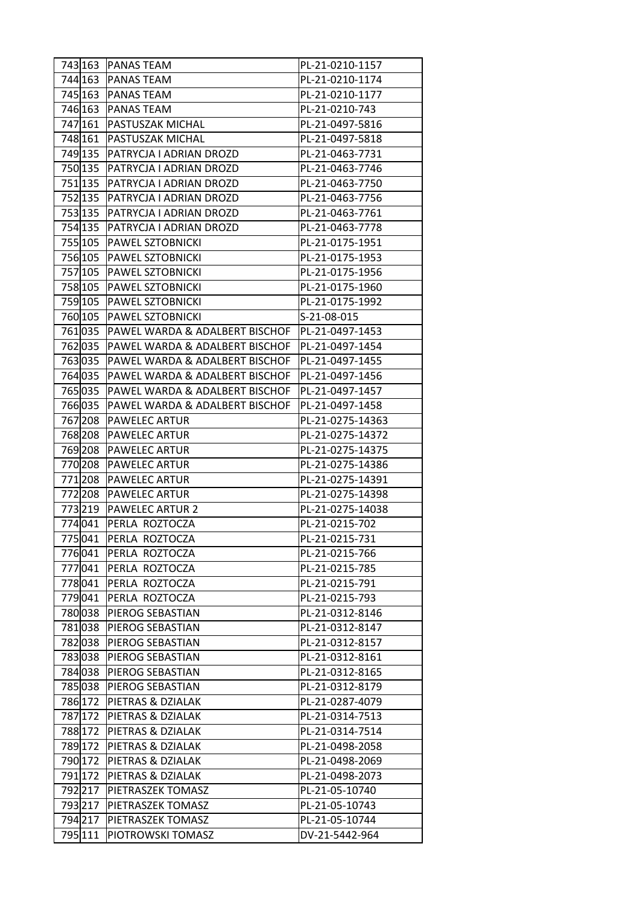| | | | |
|---|---|---|---|
| 743 | 163 | PANAS TEAM | PL-21-0210-1157 |
| 744 | 163 | PANAS TEAM | PL-21-0210-1174 |
| 745 | 163 | PANAS TEAM | PL-21-0210-1177 |
| 746 | 163 | PANAS TEAM | PL-21-0210-743 |
| 747 | 161 | PASTUSZAK MICHAL | PL-21-0497-5816 |
| 748 | 161 | PASTUSZAK MICHAL | PL-21-0497-5818 |
| 749 | 135 | PATRYCJA I ADRIAN DROZD | PL-21-0463-7731 |
| 750 | 135 | PATRYCJA I ADRIAN DROZD | PL-21-0463-7746 |
| 751 | 135 | PATRYCJA I ADRIAN DROZD | PL-21-0463-7750 |
| 752 | 135 | PATRYCJA I ADRIAN DROZD | PL-21-0463-7756 |
| 753 | 135 | PATRYCJA I ADRIAN DROZD | PL-21-0463-7761 |
| 754 | 135 | PATRYCJA I ADRIAN DROZD | PL-21-0463-7778 |
| 755 | 105 | PAWEL SZTOBNICKI | PL-21-0175-1951 |
| 756 | 105 | PAWEL SZTOBNICKI | PL-21-0175-1953 |
| 757 | 105 | PAWEL SZTOBNICKI | PL-21-0175-1956 |
| 758 | 105 | PAWEL SZTOBNICKI | PL-21-0175-1960 |
| 759 | 105 | PAWEL SZTOBNICKI | PL-21-0175-1992 |
| 760 | 105 | PAWEL SZTOBNICKI | S-21-08-015 |
| 761 | 035 | PAWEL WARDA & ADALBERT BISCHOF | PL-21-0497-1453 |
| 762 | 035 | PAWEL WARDA & ADALBERT BISCHOF | PL-21-0497-1454 |
| 763 | 035 | PAWEL WARDA & ADALBERT BISCHOF | PL-21-0497-1455 |
| 764 | 035 | PAWEL WARDA & ADALBERT BISCHOF | PL-21-0497-1456 |
| 765 | 035 | PAWEL WARDA & ADALBERT BISCHOF | PL-21-0497-1457 |
| 766 | 035 | PAWEL WARDA & ADALBERT BISCHOF | PL-21-0497-1458 |
| 767 | 208 | PAWELEC ARTUR | PL-21-0275-14363 |
| 768 | 208 | PAWELEC ARTUR | PL-21-0275-14372 |
| 769 | 208 | PAWELEC ARTUR | PL-21-0275-14375 |
| 770 | 208 | PAWELEC ARTUR | PL-21-0275-14386 |
| 771 | 208 | PAWELEC ARTUR | PL-21-0275-14391 |
| 772 | 208 | PAWELEC ARTUR | PL-21-0275-14398 |
| 773 | 219 | PAWELEC ARTUR 2 | PL-21-0275-14038 |
| 774 | 041 | PERLA ROZTOCZA | PL-21-0215-702 |
| 775 | 041 | PERLA ROZTOCZA | PL-21-0215-731 |
| 776 | 041 | PERLA ROZTOCZA | PL-21-0215-766 |
| 777 | 041 | PERLA ROZTOCZA | PL-21-0215-785 |
| 778 | 041 | PERLA ROZTOCZA | PL-21-0215-791 |
| 779 | 041 | PERLA ROZTOCZA | PL-21-0215-793 |
| 780 | 038 | PIEROG SEBASTIAN | PL-21-0312-8146 |
| 781 | 038 | PIEROG SEBASTIAN | PL-21-0312-8147 |
| 782 | 038 | PIEROG SEBASTIAN | PL-21-0312-8157 |
| 783 | 038 | PIEROG SEBASTIAN | PL-21-0312-8161 |
| 784 | 038 | PIEROG SEBASTIAN | PL-21-0312-8165 |
| 785 | 038 | PIEROG SEBASTIAN | PL-21-0312-8179 |
| 786 | 172 | PIETRAS & DZIALAK | PL-21-0287-4079 |
| 787 | 172 | PIETRAS & DZIALAK | PL-21-0314-7513 |
| 788 | 172 | PIETRAS & DZIALAK | PL-21-0314-7514 |
| 789 | 172 | PIETRAS & DZIALAK | PL-21-0498-2058 |
| 790 | 172 | PIETRAS & DZIALAK | PL-21-0498-2069 |
| 791 | 172 | PIETRAS & DZIALAK | PL-21-0498-2073 |
| 792 | 217 | PIETRASZEK TOMASZ | PL-21-05-10740 |
| 793 | 217 | PIETRASZEK TOMASZ | PL-21-05-10743 |
| 794 | 217 | PIETRASZEK TOMASZ | PL-21-05-10744 |
| 795 | 111 | PIOTROWSKI TOMASZ | DV-21-5442-964 |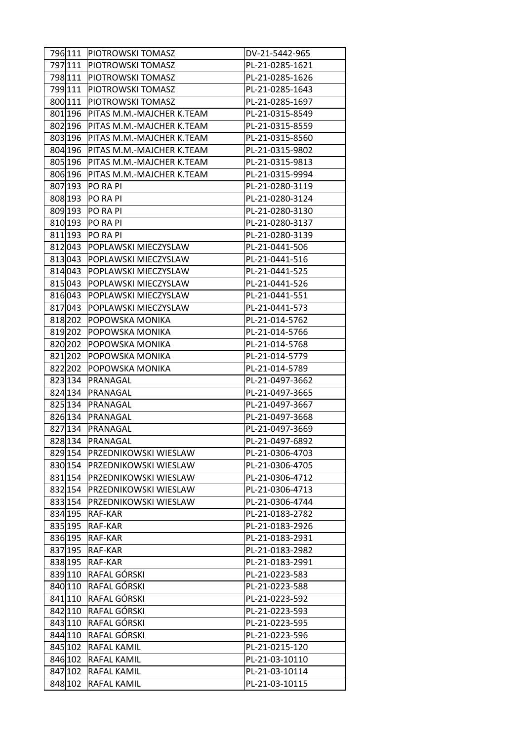| | | | |
|---|---|---|---|
| 796 | 111 | PIOTROWSKI TOMASZ | DV-21-5442-965 |
| 797 | 111 | PIOTROWSKI TOMASZ | PL-21-0285-1621 |
| 798 | 111 | PIOTROWSKI TOMASZ | PL-21-0285-1626 |
| 799 | 111 | PIOTROWSKI TOMASZ | PL-21-0285-1643 |
| 800 | 111 | PIOTROWSKI TOMASZ | PL-21-0285-1697 |
| 801 | 196 | PITAS M.M.-MAJCHER K.TEAM | PL-21-0315-8549 |
| 802 | 196 | PITAS M.M.-MAJCHER K.TEAM | PL-21-0315-8559 |
| 803 | 196 | PITAS M.M.-MAJCHER K.TEAM | PL-21-0315-8560 |
| 804 | 196 | PITAS M.M.-MAJCHER K.TEAM | PL-21-0315-9802 |
| 805 | 196 | PITAS M.M.-MAJCHER K.TEAM | PL-21-0315-9813 |
| 806 | 196 | PITAS M.M.-MAJCHER K.TEAM | PL-21-0315-9994 |
| 807 | 193 | PO RA PI | PL-21-0280-3119 |
| 808 | 193 | PO RA PI | PL-21-0280-3124 |
| 809 | 193 | PO RA PI | PL-21-0280-3130 |
| 810 | 193 | PO RA PI | PL-21-0280-3137 |
| 811 | 193 | PO RA PI | PL-21-0280-3139 |
| 812 | 043 | POPLAWSKI MIECZYSLAW | PL-21-0441-506 |
| 813 | 043 | POPLAWSKI MIECZYSLAW | PL-21-0441-516 |
| 814 | 043 | POPLAWSKI MIECZYSLAW | PL-21-0441-525 |
| 815 | 043 | POPLAWSKI MIECZYSLAW | PL-21-0441-526 |
| 816 | 043 | POPLAWSKI MIECZYSLAW | PL-21-0441-551 |
| 817 | 043 | POPLAWSKI MIECZYSLAW | PL-21-0441-573 |
| 818 | 202 | POPOWSKA MONIKA | PL-21-014-5762 |
| 819 | 202 | POPOWSKA MONIKA | PL-21-014-5766 |
| 820 | 202 | POPOWSKA MONIKA | PL-21-014-5768 |
| 821 | 202 | POPOWSKA MONIKA | PL-21-014-5779 |
| 822 | 202 | POPOWSKA MONIKA | PL-21-014-5789 |
| 823 | 134 | PRANAGAL | PL-21-0497-3662 |
| 824 | 134 | PRANAGAL | PL-21-0497-3665 |
| 825 | 134 | PRANAGAL | PL-21-0497-3667 |
| 826 | 134 | PRANAGAL | PL-21-0497-3668 |
| 827 | 134 | PRANAGAL | PL-21-0497-3669 |
| 828 | 134 | PRANAGAL | PL-21-0497-6892 |
| 829 | 154 | PRZEDNIKOWSKI WIESLAW | PL-21-0306-4703 |
| 830 | 154 | PRZEDNIKOWSKI WIESLAW | PL-21-0306-4705 |
| 831 | 154 | PRZEDNIKOWSKI WIESLAW | PL-21-0306-4712 |
| 832 | 154 | PRZEDNIKOWSKI WIESLAW | PL-21-0306-4713 |
| 833 | 154 | PRZEDNIKOWSKI WIESLAW | PL-21-0306-4744 |
| 834 | 195 | RAF-KAR | PL-21-0183-2782 |
| 835 | 195 | RAF-KAR | PL-21-0183-2926 |
| 836 | 195 | RAF-KAR | PL-21-0183-2931 |
| 837 | 195 | RAF-KAR | PL-21-0183-2982 |
| 838 | 195 | RAF-KAR | PL-21-0183-2991 |
| 839 | 110 | RAFAL GÓRSKI | PL-21-0223-583 |
| 840 | 110 | RAFAL GÓRSKI | PL-21-0223-588 |
| 841 | 110 | RAFAL GÓRSKI | PL-21-0223-592 |
| 842 | 110 | RAFAL GÓRSKI | PL-21-0223-593 |
| 843 | 110 | RAFAL GÓRSKI | PL-21-0223-595 |
| 844 | 110 | RAFAL GÓRSKI | PL-21-0223-596 |
| 845 | 102 | RAFAL KAMIL | PL-21-0215-120 |
| 846 | 102 | RAFAL KAMIL | PL-21-03-10110 |
| 847 | 102 | RAFAL KAMIL | PL-21-03-10114 |
| 848 | 102 | RAFAL KAMIL | PL-21-03-10115 |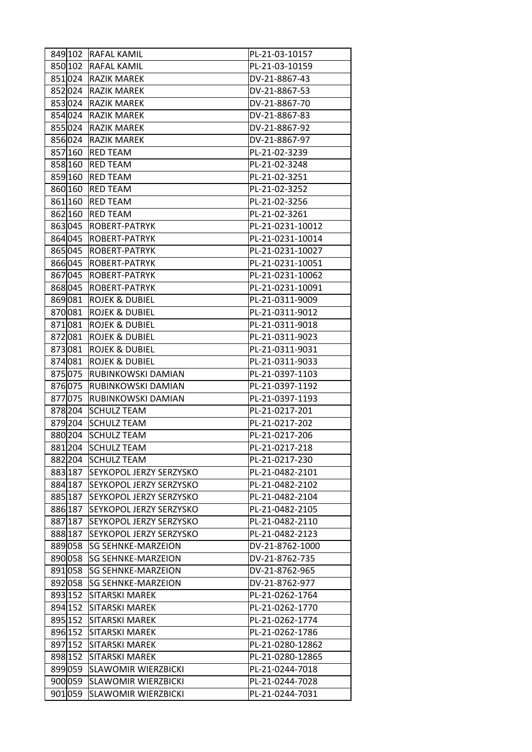| | | | |
|---|---|---|---|
| 849 | 102 | RAFAL KAMIL | PL-21-03-10157 |
| 850 | 102 | RAFAL KAMIL | PL-21-03-10159 |
| 851 | 024 | RAZIK MAREK | DV-21-8867-43 |
| 852 | 024 | RAZIK MAREK | DV-21-8867-53 |
| 853 | 024 | RAZIK MAREK | DV-21-8867-70 |
| 854 | 024 | RAZIK MAREK | DV-21-8867-83 |
| 855 | 024 | RAZIK MAREK | DV-21-8867-92 |
| 856 | 024 | RAZIK MAREK | DV-21-8867-97 |
| 857 | 160 | RED TEAM | PL-21-02-3239 |
| 858 | 160 | RED TEAM | PL-21-02-3248 |
| 859 | 160 | RED TEAM | PL-21-02-3251 |
| 860 | 160 | RED TEAM | PL-21-02-3252 |
| 861 | 160 | RED TEAM | PL-21-02-3256 |
| 862 | 160 | RED TEAM | PL-21-02-3261 |
| 863 | 045 | ROBERT-PATRYK | PL-21-0231-10012 |
| 864 | 045 | ROBERT-PATRYK | PL-21-0231-10014 |
| 865 | 045 | ROBERT-PATRYK | PL-21-0231-10027 |
| 866 | 045 | ROBERT-PATRYK | PL-21-0231-10051 |
| 867 | 045 | ROBERT-PATRYK | PL-21-0231-10062 |
| 868 | 045 | ROBERT-PATRYK | PL-21-0231-10091 |
| 869 | 081 | ROJEK & DUBIEL | PL-21-0311-9009 |
| 870 | 081 | ROJEK & DUBIEL | PL-21-0311-9012 |
| 871 | 081 | ROJEK & DUBIEL | PL-21-0311-9018 |
| 872 | 081 | ROJEK & DUBIEL | PL-21-0311-9023 |
| 873 | 081 | ROJEK & DUBIEL | PL-21-0311-9031 |
| 874 | 081 | ROJEK & DUBIEL | PL-21-0311-9033 |
| 875 | 075 | RUBINKOWSKI DAMIAN | PL-21-0397-1103 |
| 876 | 075 | RUBINKOWSKI DAMIAN | PL-21-0397-1192 |
| 877 | 075 | RUBINKOWSKI DAMIAN | PL-21-0397-1193 |
| 878 | 204 | SCHULZ TEAM | PL-21-0217-201 |
| 879 | 204 | SCHULZ TEAM | PL-21-0217-202 |
| 880 | 204 | SCHULZ TEAM | PL-21-0217-206 |
| 881 | 204 | SCHULZ TEAM | PL-21-0217-218 |
| 882 | 204 | SCHULZ TEAM | PL-21-0217-230 |
| 883 | 187 | SEYKOPOL JERZY SERZYSKO | PL-21-0482-2101 |
| 884 | 187 | SEYKOPOL JERZY SERZYSKO | PL-21-0482-2102 |
| 885 | 187 | SEYKOPOL JERZY SERZYSKO | PL-21-0482-2104 |
| 886 | 187 | SEYKOPOL JERZY SERZYSKO | PL-21-0482-2105 |
| 887 | 187 | SEYKOPOL JERZY SERZYSKO | PL-21-0482-2110 |
| 888 | 187 | SEYKOPOL JERZY SERZYSKO | PL-21-0482-2123 |
| 889 | 058 | SG SEHNKE-MARZEION | DV-21-8762-1000 |
| 890 | 058 | SG SEHNKE-MARZEION | DV-21-8762-735 |
| 891 | 058 | SG SEHNKE-MARZEION | DV-21-8762-965 |
| 892 | 058 | SG SEHNKE-MARZEION | DV-21-8762-977 |
| 893 | 152 | SITARSKI MAREK | PL-21-0262-1764 |
| 894 | 152 | SITARSKI MAREK | PL-21-0262-1770 |
| 895 | 152 | SITARSKI MAREK | PL-21-0262-1774 |
| 896 | 152 | SITARSKI MAREK | PL-21-0262-1786 |
| 897 | 152 | SITARSKI MAREK | PL-21-0280-12862 |
| 898 | 152 | SITARSKI MAREK | PL-21-0280-12865 |
| 899 | 059 | SLAWOMIR WIERZBICKI | PL-21-0244-7018 |
| 900 | 059 | SLAWOMIR WIERZBICKI | PL-21-0244-7028 |
| 901 | 059 | SLAWOMIR WIERZBICKI | PL-21-0244-7031 |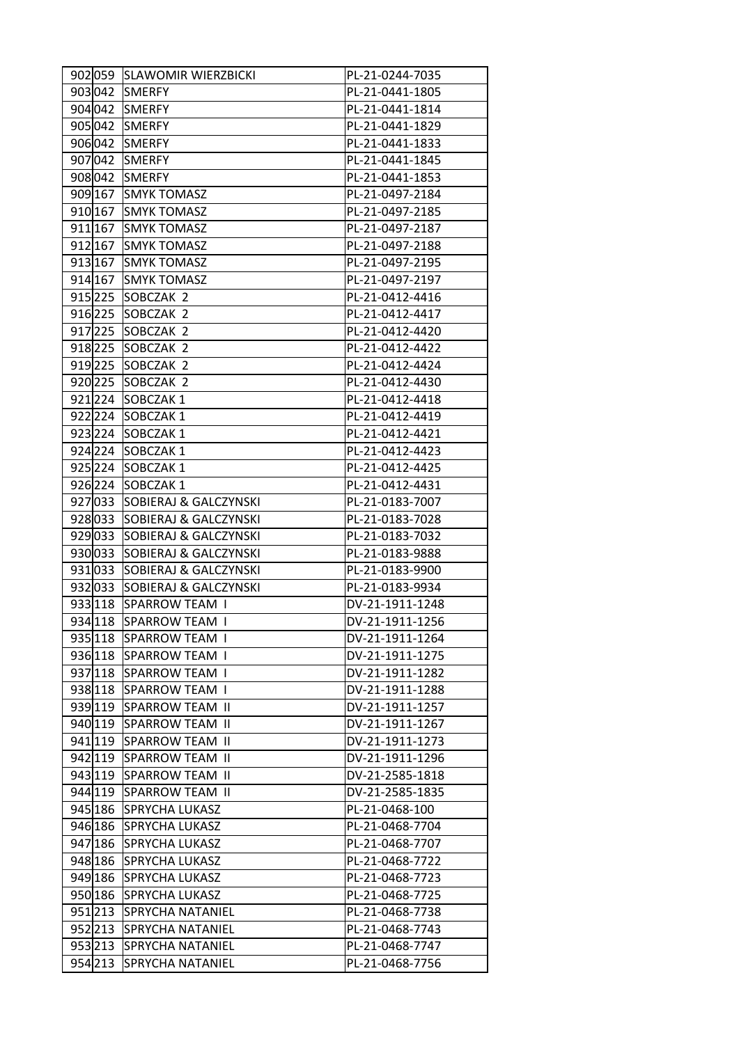| | | | |
|---|---|---|---|
| 902 | 059 | SLAWOMIR WIERZBICKI | PL-21-0244-7035 |
| 903 | 042 | SMERFY | PL-21-0441-1805 |
| 904 | 042 | SMERFY | PL-21-0441-1814 |
| 905 | 042 | SMERFY | PL-21-0441-1829 |
| 906 | 042 | SMERFY | PL-21-0441-1833 |
| 907 | 042 | SMERFY | PL-21-0441-1845 |
| 908 | 042 | SMERFY | PL-21-0441-1853 |
| 909 | 167 | SMYK TOMASZ | PL-21-0497-2184 |
| 910 | 167 | SMYK TOMASZ | PL-21-0497-2185 |
| 911 | 167 | SMYK TOMASZ | PL-21-0497-2187 |
| 912 | 167 | SMYK TOMASZ | PL-21-0497-2188 |
| 913 | 167 | SMYK TOMASZ | PL-21-0497-2195 |
| 914 | 167 | SMYK TOMASZ | PL-21-0497-2197 |
| 915 | 225 | SOBCZAK 2 | PL-21-0412-4416 |
| 916 | 225 | SOBCZAK 2 | PL-21-0412-4417 |
| 917 | 225 | SOBCZAK 2 | PL-21-0412-4420 |
| 918 | 225 | SOBCZAK 2 | PL-21-0412-4422 |
| 919 | 225 | SOBCZAK 2 | PL-21-0412-4424 |
| 920 | 225 | SOBCZAK 2 | PL-21-0412-4430 |
| 921 | 224 | SOBCZAK 1 | PL-21-0412-4418 |
| 922 | 224 | SOBCZAK 1 | PL-21-0412-4419 |
| 923 | 224 | SOBCZAK 1 | PL-21-0412-4421 |
| 924 | 224 | SOBCZAK 1 | PL-21-0412-4423 |
| 925 | 224 | SOBCZAK 1 | PL-21-0412-4425 |
| 926 | 224 | SOBCZAK 1 | PL-21-0412-4431 |
| 927 | 033 | SOBIERAJ & GALCZYNSKI | PL-21-0183-7007 |
| 928 | 033 | SOBIERAJ & GALCZYNSKI | PL-21-0183-7028 |
| 929 | 033 | SOBIERAJ & GALCZYNSKI | PL-21-0183-7032 |
| 930 | 033 | SOBIERAJ & GALCZYNSKI | PL-21-0183-9888 |
| 931 | 033 | SOBIERAJ & GALCZYNSKI | PL-21-0183-9900 |
| 932 | 033 | SOBIERAJ & GALCZYNSKI | PL-21-0183-9934 |
| 933 | 118 | SPARROW TEAM I | DV-21-1911-1248 |
| 934 | 118 | SPARROW TEAM I | DV-21-1911-1256 |
| 935 | 118 | SPARROW TEAM I | DV-21-1911-1264 |
| 936 | 118 | SPARROW TEAM I | DV-21-1911-1275 |
| 937 | 118 | SPARROW TEAM I | DV-21-1911-1282 |
| 938 | 118 | SPARROW TEAM I | DV-21-1911-1288 |
| 939 | 119 | SPARROW TEAM II | DV-21-1911-1257 |
| 940 | 119 | SPARROW TEAM II | DV-21-1911-1267 |
| 941 | 119 | SPARROW TEAM II | DV-21-1911-1273 |
| 942 | 119 | SPARROW TEAM II | DV-21-1911-1296 |
| 943 | 119 | SPARROW TEAM II | DV-21-2585-1818 |
| 944 | 119 | SPARROW TEAM II | DV-21-2585-1835 |
| 945 | 186 | SPRYCHA LUKASZ | PL-21-0468-100 |
| 946 | 186 | SPRYCHA LUKASZ | PL-21-0468-7704 |
| 947 | 186 | SPRYCHA LUKASZ | PL-21-0468-7707 |
| 948 | 186 | SPRYCHA LUKASZ | PL-21-0468-7722 |
| 949 | 186 | SPRYCHA LUKASZ | PL-21-0468-7723 |
| 950 | 186 | SPRYCHA LUKASZ | PL-21-0468-7725 |
| 951 | 213 | SPRYCHA NATANIEL | PL-21-0468-7738 |
| 952 | 213 | SPRYCHA NATANIEL | PL-21-0468-7743 |
| 953 | 213 | SPRYCHA NATANIEL | PL-21-0468-7747 |
| 954 | 213 | SPRYCHA NATANIEL | PL-21-0468-7756 |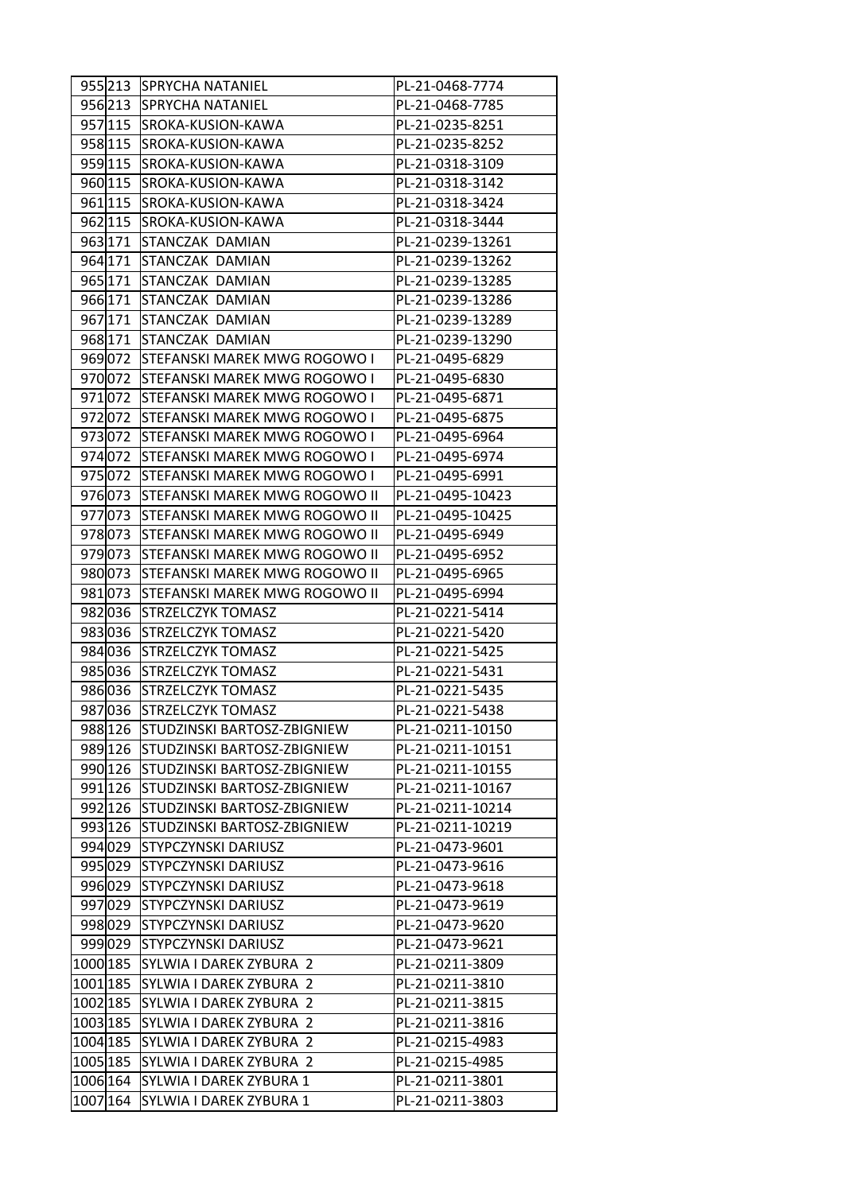| | | | |
|---|---|---|---|
| 955 | 213 | SPRYCHA NATANIEL | PL-21-0468-7774 |
| 956 | 213 | SPRYCHA NATANIEL | PL-21-0468-7785 |
| 957 | 115 | SROKA-KUSION-KAWA | PL-21-0235-8251 |
| 958 | 115 | SROKA-KUSION-KAWA | PL-21-0235-8252 |
| 959 | 115 | SROKA-KUSION-KAWA | PL-21-0318-3109 |
| 960 | 115 | SROKA-KUSION-KAWA | PL-21-0318-3142 |
| 961 | 115 | SROKA-KUSION-KAWA | PL-21-0318-3424 |
| 962 | 115 | SROKA-KUSION-KAWA | PL-21-0318-3444 |
| 963 | 171 | STANCZAK DAMIAN | PL-21-0239-13261 |
| 964 | 171 | STANCZAK DAMIAN | PL-21-0239-13262 |
| 965 | 171 | STANCZAK DAMIAN | PL-21-0239-13285 |
| 966 | 171 | STANCZAK DAMIAN | PL-21-0239-13286 |
| 967 | 171 | STANCZAK DAMIAN | PL-21-0239-13289 |
| 968 | 171 | STANCZAK DAMIAN | PL-21-0239-13290 |
| 969 | 072 | STEFANSKI MAREK MWG ROGOWO I | PL-21-0495-6829 |
| 970 | 072 | STEFANSKI MAREK MWG ROGOWO I | PL-21-0495-6830 |
| 971 | 072 | STEFANSKI MAREK MWG ROGOWO I | PL-21-0495-6871 |
| 972 | 072 | STEFANSKI MAREK MWG ROGOWO I | PL-21-0495-6875 |
| 973 | 072 | STEFANSKI MAREK MWG ROGOWO I | PL-21-0495-6964 |
| 974 | 072 | STEFANSKI MAREK MWG ROGOWO I | PL-21-0495-6974 |
| 975 | 072 | STEFANSKI MAREK MWG ROGOWO I | PL-21-0495-6991 |
| 976 | 073 | STEFANSKI MAREK MWG ROGOWO II | PL-21-0495-10423 |
| 977 | 073 | STEFANSKI MAREK MWG ROGOWO II | PL-21-0495-10425 |
| 978 | 073 | STEFANSKI MAREK MWG ROGOWO II | PL-21-0495-6949 |
| 979 | 073 | STEFANSKI MAREK MWG ROGOWO II | PL-21-0495-6952 |
| 980 | 073 | STEFANSKI MAREK MWG ROGOWO II | PL-21-0495-6965 |
| 981 | 073 | STEFANSKI MAREK MWG ROGOWO II | PL-21-0495-6994 |
| 982 | 036 | STRZELCZYK TOMASZ | PL-21-0221-5414 |
| 983 | 036 | STRZELCZYK TOMASZ | PL-21-0221-5420 |
| 984 | 036 | STRZELCZYK TOMASZ | PL-21-0221-5425 |
| 985 | 036 | STRZELCZYK TOMASZ | PL-21-0221-5431 |
| 986 | 036 | STRZELCZYK TOMASZ | PL-21-0221-5435 |
| 987 | 036 | STRZELCZYK TOMASZ | PL-21-0221-5438 |
| 988 | 126 | STUDZINSKI BARTOSZ-ZBIGNIEW | PL-21-0211-10150 |
| 989 | 126 | STUDZINSKI BARTOSZ-ZBIGNIEW | PL-21-0211-10151 |
| 990 | 126 | STUDZINSKI BARTOSZ-ZBIGNIEW | PL-21-0211-10155 |
| 991 | 126 | STUDZINSKI BARTOSZ-ZBIGNIEW | PL-21-0211-10167 |
| 992 | 126 | STUDZINSKI BARTOSZ-ZBIGNIEW | PL-21-0211-10214 |
| 993 | 126 | STUDZINSKI BARTOSZ-ZBIGNIEW | PL-21-0211-10219 |
| 994 | 029 | STYPCZYNSKI DARIUSZ | PL-21-0473-9601 |
| 995 | 029 | STYPCZYNSKI DARIUSZ | PL-21-0473-9616 |
| 996 | 029 | STYPCZYNSKI DARIUSZ | PL-21-0473-9618 |
| 997 | 029 | STYPCZYNSKI DARIUSZ | PL-21-0473-9619 |
| 998 | 029 | STYPCZYNSKI DARIUSZ | PL-21-0473-9620 |
| 999 | 029 | STYPCZYNSKI DARIUSZ | PL-21-0473-9621 |
| 1000 | 185 | SYLWIA I DAREK ZYBURA 2 | PL-21-0211-3809 |
| 1001 | 185 | SYLWIA I DAREK ZYBURA 2 | PL-21-0211-3810 |
| 1002 | 185 | SYLWIA I DAREK ZYBURA 2 | PL-21-0211-3815 |
| 1003 | 185 | SYLWIA I DAREK ZYBURA 2 | PL-21-0211-3816 |
| 1004 | 185 | SYLWIA I DAREK ZYBURA 2 | PL-21-0215-4983 |
| 1005 | 185 | SYLWIA I DAREK ZYBURA 2 | PL-21-0215-4985 |
| 1006 | 164 | SYLWIA I DAREK ZYBURA 1 | PL-21-0211-3801 |
| 1007 | 164 | SYLWIA I DAREK ZYBURA 1 | PL-21-0211-3803 |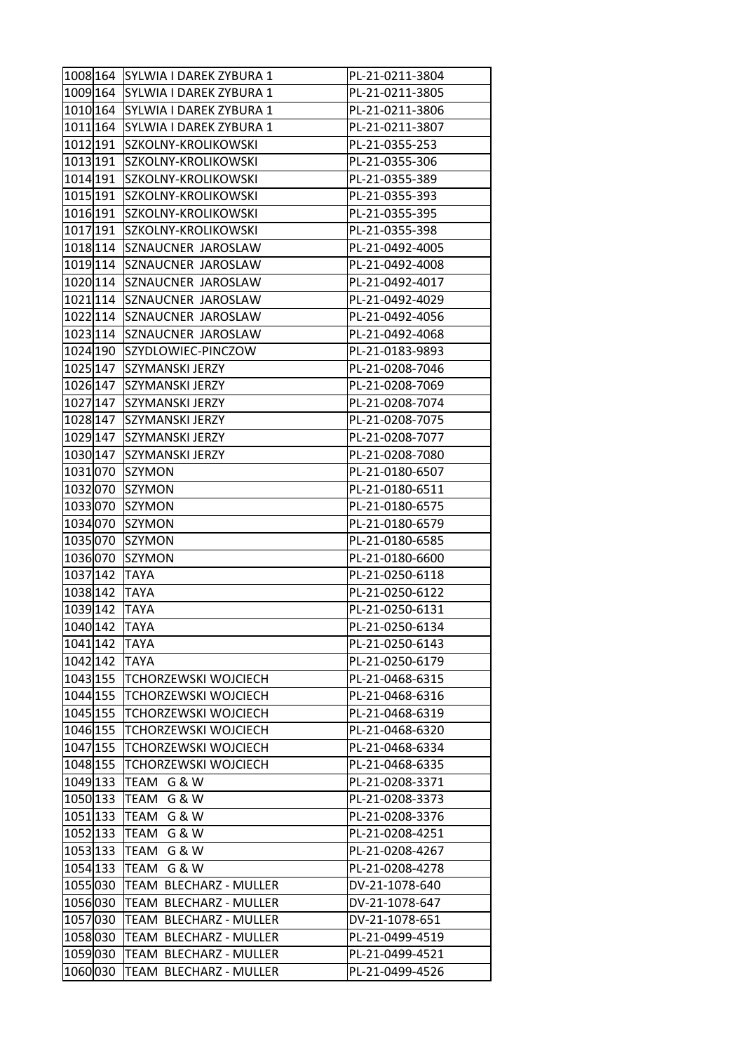| | | | |
|---|---|---|---|
| 1008 | 164 | SYLWIA I DAREK ZYBURA 1 | PL-21-0211-3804 |
| 1009 | 164 | SYLWIA I DAREK ZYBURA 1 | PL-21-0211-3805 |
| 1010 | 164 | SYLWIA I DAREK ZYBURA 1 | PL-21-0211-3806 |
| 1011 | 164 | SYLWIA I DAREK ZYBURA 1 | PL-21-0211-3807 |
| 1012 | 191 | SZKOLNY-KROLIKOWSKI | PL-21-0355-253 |
| 1013 | 191 | SZKOLNY-KROLIKOWSKI | PL-21-0355-306 |
| 1014 | 191 | SZKOLNY-KROLIKOWSKI | PL-21-0355-389 |
| 1015 | 191 | SZKOLNY-KROLIKOWSKI | PL-21-0355-393 |
| 1016 | 191 | SZKOLNY-KROLIKOWSKI | PL-21-0355-395 |
| 1017 | 191 | SZKOLNY-KROLIKOWSKI | PL-21-0355-398 |
| 1018 | 114 | SZNAUCNER JAROSLAW | PL-21-0492-4005 |
| 1019 | 114 | SZNAUCNER JAROSLAW | PL-21-0492-4008 |
| 1020 | 114 | SZNAUCNER JAROSLAW | PL-21-0492-4017 |
| 1021 | 114 | SZNAUCNER JAROSLAW | PL-21-0492-4029 |
| 1022 | 114 | SZNAUCNER JAROSLAW | PL-21-0492-4056 |
| 1023 | 114 | SZNAUCNER JAROSLAW | PL-21-0492-4068 |
| 1024 | 190 | SZYDLOWIEC-PINCZOW | PL-21-0183-9893 |
| 1025 | 147 | SZYMANSKI JERZY | PL-21-0208-7046 |
| 1026 | 147 | SZYMANSKI JERZY | PL-21-0208-7069 |
| 1027 | 147 | SZYMANSKI JERZY | PL-21-0208-7074 |
| 1028 | 147 | SZYMANSKI JERZY | PL-21-0208-7075 |
| 1029 | 147 | SZYMANSKI JERZY | PL-21-0208-7077 |
| 1030 | 147 | SZYMANSKI JERZY | PL-21-0208-7080 |
| 1031 | 070 | SZYMON | PL-21-0180-6507 |
| 1032 | 070 | SZYMON | PL-21-0180-6511 |
| 1033 | 070 | SZYMON | PL-21-0180-6575 |
| 1034 | 070 | SZYMON | PL-21-0180-6579 |
| 1035 | 070 | SZYMON | PL-21-0180-6585 |
| 1036 | 070 | SZYMON | PL-21-0180-6600 |
| 1037 | 142 | TAYA | PL-21-0250-6118 |
| 1038 | 142 | TAYA | PL-21-0250-6122 |
| 1039 | 142 | TAYA | PL-21-0250-6131 |
| 1040 | 142 | TAYA | PL-21-0250-6134 |
| 1041 | 142 | TAYA | PL-21-0250-6143 |
| 1042 | 142 | TAYA | PL-21-0250-6179 |
| 1043 | 155 | TCHORZEWSKI WOJCIECH | PL-21-0468-6315 |
| 1044 | 155 | TCHORZEWSKI WOJCIECH | PL-21-0468-6316 |
| 1045 | 155 | TCHORZEWSKI WOJCIECH | PL-21-0468-6319 |
| 1046 | 155 | TCHORZEWSKI WOJCIECH | PL-21-0468-6320 |
| 1047 | 155 | TCHORZEWSKI WOJCIECH | PL-21-0468-6334 |
| 1048 | 155 | TCHORZEWSKI WOJCIECH | PL-21-0468-6335 |
| 1049 | 133 | TEAM G & W | PL-21-0208-3371 |
| 1050 | 133 | TEAM G & W | PL-21-0208-3373 |
| 1051 | 133 | TEAM G & W | PL-21-0208-3376 |
| 1052 | 133 | TEAM G & W | PL-21-0208-4251 |
| 1053 | 133 | TEAM G & W | PL-21-0208-4267 |
| 1054 | 133 | TEAM G & W | PL-21-0208-4278 |
| 1055 | 030 | TEAM BLECHARZ - MULLER | DV-21-1078-640 |
| 1056 | 030 | TEAM BLECHARZ - MULLER | DV-21-1078-647 |
| 1057 | 030 | TEAM BLECHARZ - MULLER | DV-21-1078-651 |
| 1058 | 030 | TEAM BLECHARZ - MULLER | PL-21-0499-4519 |
| 1059 | 030 | TEAM BLECHARZ - MULLER | PL-21-0499-4521 |
| 1060 | 030 | TEAM BLECHARZ - MULLER | PL-21-0499-4526 |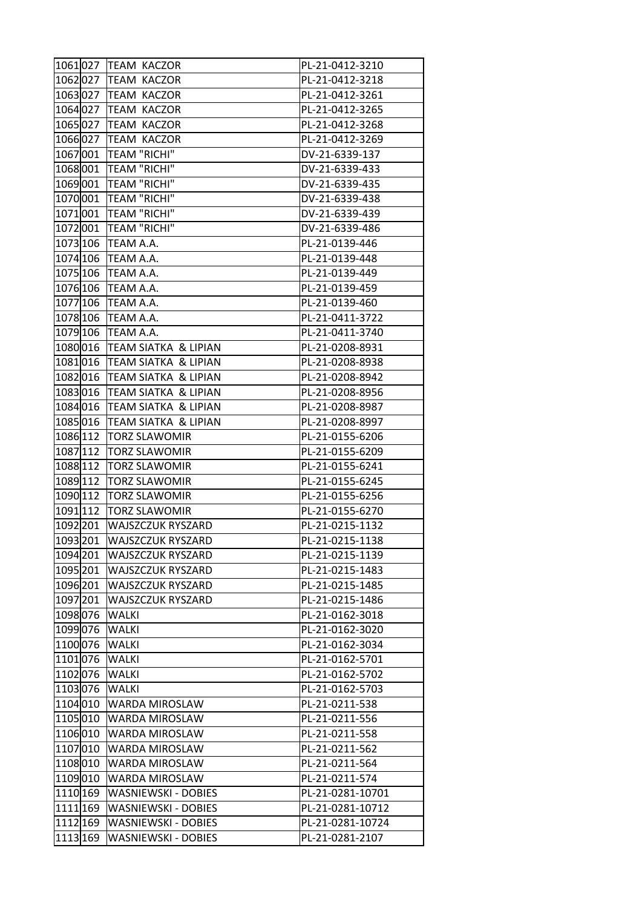| | | | |
|---|---|---|---|
| 1061 | 027 | TEAM KACZOR | PL-21-0412-3210 |
| 1062 | 027 | TEAM KACZOR | PL-21-0412-3218 |
| 1063 | 027 | TEAM KACZOR | PL-21-0412-3261 |
| 1064 | 027 | TEAM KACZOR | PL-21-0412-3265 |
| 1065 | 027 | TEAM KACZOR | PL-21-0412-3268 |
| 1066 | 027 | TEAM KACZOR | PL-21-0412-3269 |
| 1067 | 001 | TEAM "RICHI" | DV-21-6339-137 |
| 1068 | 001 | TEAM "RICHI" | DV-21-6339-433 |
| 1069 | 001 | TEAM "RICHI" | DV-21-6339-435 |
| 1070 | 001 | TEAM "RICHI" | DV-21-6339-438 |
| 1071 | 001 | TEAM "RICHI" | DV-21-6339-439 |
| 1072 | 001 | TEAM "RICHI" | DV-21-6339-486 |
| 1073 | 106 | TEAM A.A. | PL-21-0139-446 |
| 1074 | 106 | TEAM A.A. | PL-21-0139-448 |
| 1075 | 106 | TEAM A.A. | PL-21-0139-449 |
| 1076 | 106 | TEAM A.A. | PL-21-0139-459 |
| 1077 | 106 | TEAM A.A. | PL-21-0139-460 |
| 1078 | 106 | TEAM A.A. | PL-21-0411-3722 |
| 1079 | 106 | TEAM A.A. | PL-21-0411-3740 |
| 1080 | 016 | TEAM SIATKA & LIPIAN | PL-21-0208-8931 |
| 1081 | 016 | TEAM SIATKA & LIPIAN | PL-21-0208-8938 |
| 1082 | 016 | TEAM SIATKA & LIPIAN | PL-21-0208-8942 |
| 1083 | 016 | TEAM SIATKA & LIPIAN | PL-21-0208-8956 |
| 1084 | 016 | TEAM SIATKA & LIPIAN | PL-21-0208-8987 |
| 1085 | 016 | TEAM SIATKA & LIPIAN | PL-21-0208-8997 |
| 1086 | 112 | TORZ SLAWOMIR | PL-21-0155-6206 |
| 1087 | 112 | TORZ SLAWOMIR | PL-21-0155-6209 |
| 1088 | 112 | TORZ SLAWOMIR | PL-21-0155-6241 |
| 1089 | 112 | TORZ SLAWOMIR | PL-21-0155-6245 |
| 1090 | 112 | TORZ SLAWOMIR | PL-21-0155-6256 |
| 1091 | 112 | TORZ SLAWOMIR | PL-21-0155-6270 |
| 1092 | 201 | WAJSZCZUK RYSZARD | PL-21-0215-1132 |
| 1093 | 201 | WAJSZCZUK RYSZARD | PL-21-0215-1138 |
| 1094 | 201 | WAJSZCZUK RYSZARD | PL-21-0215-1139 |
| 1095 | 201 | WAJSZCZUK RYSZARD | PL-21-0215-1483 |
| 1096 | 201 | WAJSZCZUK RYSZARD | PL-21-0215-1485 |
| 1097 | 201 | WAJSZCZUK RYSZARD | PL-21-0215-1486 |
| 1098 | 076 | WALKI | PL-21-0162-3018 |
| 1099 | 076 | WALKI | PL-21-0162-3020 |
| 1100 | 076 | WALKI | PL-21-0162-3034 |
| 1101 | 076 | WALKI | PL-21-0162-5701 |
| 1102 | 076 | WALKI | PL-21-0162-5702 |
| 1103 | 076 | WALKI | PL-21-0162-5703 |
| 1104 | 010 | WARDA MIROSLAW | PL-21-0211-538 |
| 1105 | 010 | WARDA MIROSLAW | PL-21-0211-556 |
| 1106 | 010 | WARDA MIROSLAW | PL-21-0211-558 |
| 1107 | 010 | WARDA MIROSLAW | PL-21-0211-562 |
| 1108 | 010 | WARDA MIROSLAW | PL-21-0211-564 |
| 1109 | 010 | WARDA MIROSLAW | PL-21-0211-574 |
| 1110 | 169 | WASNIEWSKI - DOBIES | PL-21-0281-10701 |
| 1111 | 169 | WASNIEWSKI - DOBIES | PL-21-0281-10712 |
| 1112 | 169 | WASNIEWSKI - DOBIES | PL-21-0281-10724 |
| 1113 | 169 | WASNIEWSKI - DOBIES | PL-21-0281-2107 |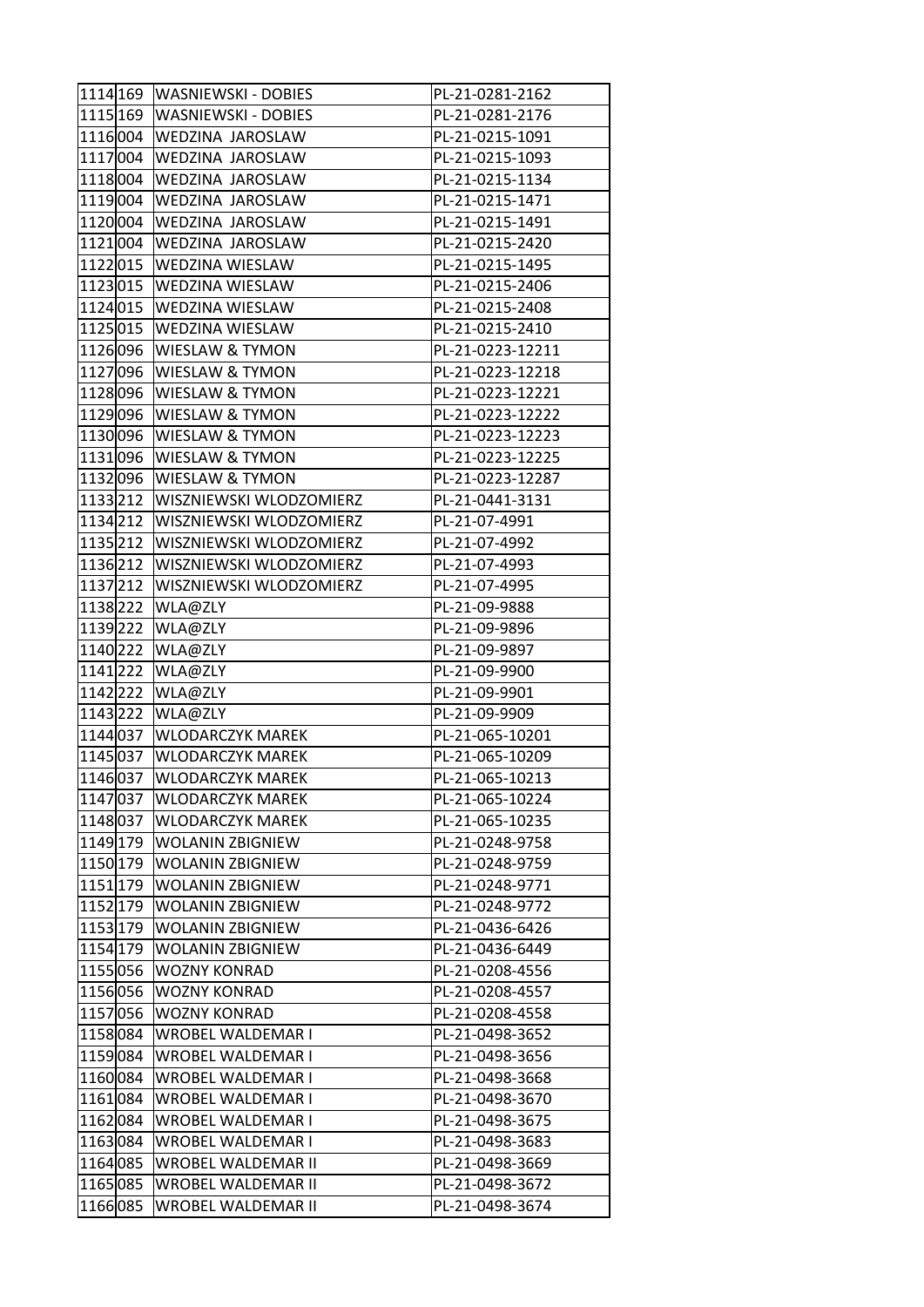| 1114 | 169 | WASNIEWSKI - DOBIES | PL-21-0281-2162 |
|---|---|---|---|
| 1115 | 169 | WASNIEWSKI - DOBIES | PL-21-0281-2176 |
| 1116 | 004 | WEDZINA  JAROSLAW | PL-21-0215-1091 |
| 1117 | 004 | WEDZINA  JAROSLAW | PL-21-0215-1093 |
| 1118 | 004 | WEDZINA  JAROSLAW | PL-21-0215-1134 |
| 1119 | 004 | WEDZINA  JAROSLAW | PL-21-0215-1471 |
| 1120 | 004 | WEDZINA  JAROSLAW | PL-21-0215-1491 |
| 1121 | 004 | WEDZINA  JAROSLAW | PL-21-0215-2420 |
| 1122 | 015 | WEDZINA WIESLAW | PL-21-0215-1495 |
| 1123 | 015 | WEDZINA WIESLAW | PL-21-0215-2406 |
| 1124 | 015 | WEDZINA WIESLAW | PL-21-0215-2408 |
| 1125 | 015 | WEDZINA WIESLAW | PL-21-0215-2410 |
| 1126 | 096 | WIESLAW & TYMON | PL-21-0223-12211 |
| 1127 | 096 | WIESLAW & TYMON | PL-21-0223-12218 |
| 1128 | 096 | WIESLAW & TYMON | PL-21-0223-12221 |
| 1129 | 096 | WIESLAW & TYMON | PL-21-0223-12222 |
| 1130 | 096 | WIESLAW & TYMON | PL-21-0223-12223 |
| 1131 | 096 | WIESLAW & TYMON | PL-21-0223-12225 |
| 1132 | 096 | WIESLAW & TYMON | PL-21-0223-12287 |
| 1133 | 212 | WISZNIEWSKI WLODZOMIERZ | PL-21-0441-3131 |
| 1134 | 212 | WISZNIEWSKI WLODZOMIERZ | PL-21-07-4991 |
| 1135 | 212 | WISZNIEWSKI WLODZOMIERZ | PL-21-07-4992 |
| 1136 | 212 | WISZNIEWSKI WLODZOMIERZ | PL-21-07-4993 |
| 1137 | 212 | WISZNIEWSKI WLODZOMIERZ | PL-21-07-4995 |
| 1138 | 222 | WLA@ZLY | PL-21-09-9888 |
| 1139 | 222 | WLA@ZLY | PL-21-09-9896 |
| 1140 | 222 | WLA@ZLY | PL-21-09-9897 |
| 1141 | 222 | WLA@ZLY | PL-21-09-9900 |
| 1142 | 222 | WLA@ZLY | PL-21-09-9901 |
| 1143 | 222 | WLA@ZLY | PL-21-09-9909 |
| 1144 | 037 | WLODARCZYK MAREK | PL-21-065-10201 |
| 1145 | 037 | WLODARCZYK MAREK | PL-21-065-10209 |
| 1146 | 037 | WLODARCZYK MAREK | PL-21-065-10213 |
| 1147 | 037 | WLODARCZYK MAREK | PL-21-065-10224 |
| 1148 | 037 | WLODARCZYK MAREK | PL-21-065-10235 |
| 1149 | 179 | WOLANIN ZBIGNIEW | PL-21-0248-9758 |
| 1150 | 179 | WOLANIN ZBIGNIEW | PL-21-0248-9759 |
| 1151 | 179 | WOLANIN ZBIGNIEW | PL-21-0248-9771 |
| 1152 | 179 | WOLANIN ZBIGNIEW | PL-21-0248-9772 |
| 1153 | 179 | WOLANIN ZBIGNIEW | PL-21-0436-6426 |
| 1154 | 179 | WOLANIN ZBIGNIEW | PL-21-0436-6449 |
| 1155 | 056 | WOZNY KONRAD | PL-21-0208-4556 |
| 1156 | 056 | WOZNY KONRAD | PL-21-0208-4557 |
| 1157 | 056 | WOZNY KONRAD | PL-21-0208-4558 |
| 1158 | 084 | WROBEL WALDEMAR I | PL-21-0498-3652 |
| 1159 | 084 | WROBEL WALDEMAR I | PL-21-0498-3656 |
| 1160 | 084 | WROBEL WALDEMAR I | PL-21-0498-3668 |
| 1161 | 084 | WROBEL WALDEMAR I | PL-21-0498-3670 |
| 1162 | 084 | WROBEL WALDEMAR I | PL-21-0498-3675 |
| 1163 | 084 | WROBEL WALDEMAR I | PL-21-0498-3683 |
| 1164 | 085 | WROBEL WALDEMAR II | PL-21-0498-3669 |
| 1165 | 085 | WROBEL WALDEMAR II | PL-21-0498-3672 |
| 1166 | 085 | WROBEL WALDEMAR II | PL-21-0498-3674 |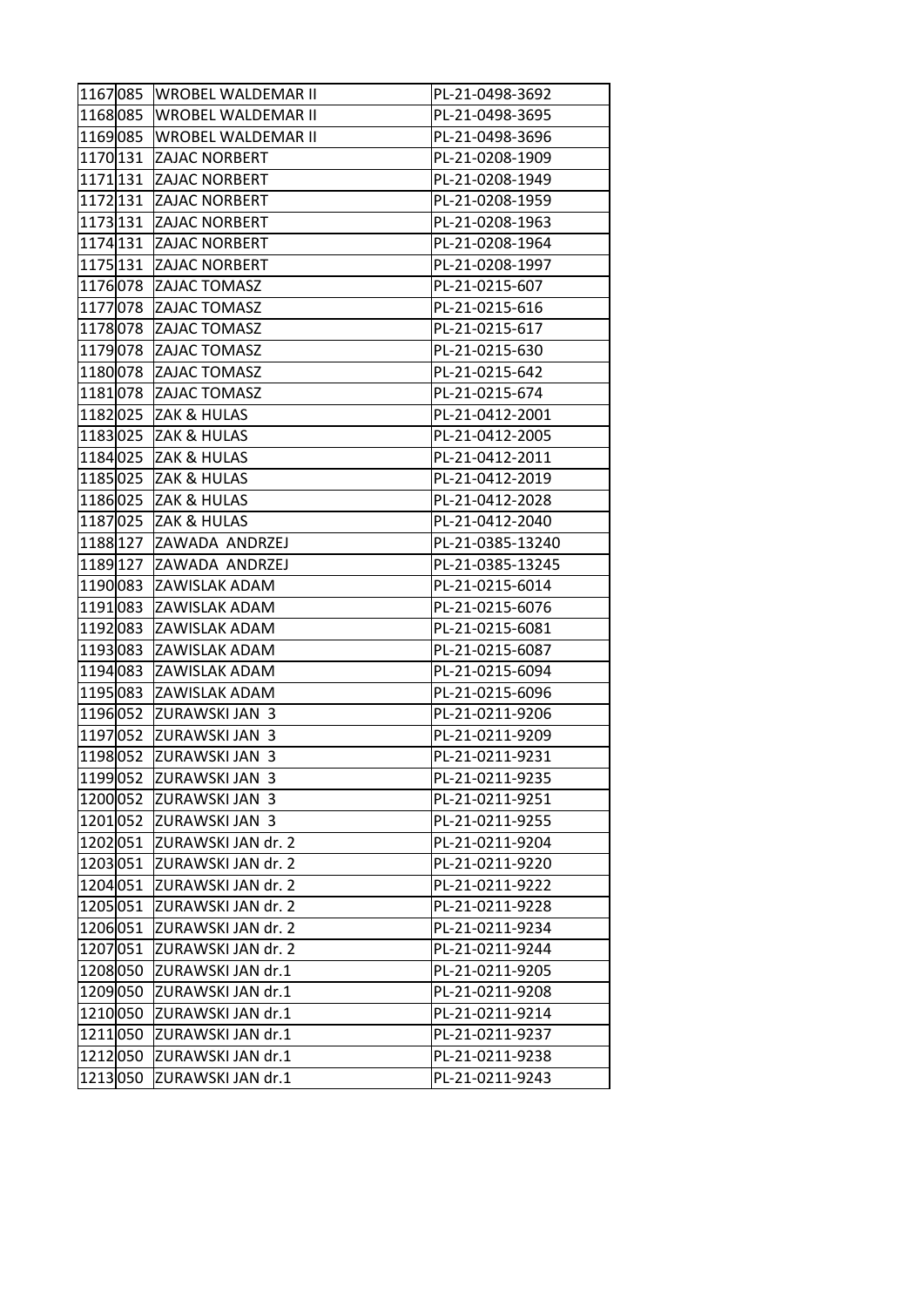| | | | |
|---|---|---|---|
| 1167 | 085 | WROBEL WALDEMAR II | PL-21-0498-3692 |
| 1168 | 085 | WROBEL WALDEMAR II | PL-21-0498-3695 |
| 1169 | 085 | WROBEL WALDEMAR II | PL-21-0498-3696 |
| 1170 | 131 | ZAJAC NORBERT | PL-21-0208-1909 |
| 1171 | 131 | ZAJAC NORBERT | PL-21-0208-1949 |
| 1172 | 131 | ZAJAC NORBERT | PL-21-0208-1959 |
| 1173 | 131 | ZAJAC NORBERT | PL-21-0208-1963 |
| 1174 | 131 | ZAJAC NORBERT | PL-21-0208-1964 |
| 1175 | 131 | ZAJAC NORBERT | PL-21-0208-1997 |
| 1176 | 078 | ZAJAC TOMASZ | PL-21-0215-607 |
| 1177 | 078 | ZAJAC TOMASZ | PL-21-0215-616 |
| 1178 | 078 | ZAJAC TOMASZ | PL-21-0215-617 |
| 1179 | 078 | ZAJAC TOMASZ | PL-21-0215-630 |
| 1180 | 078 | ZAJAC TOMASZ | PL-21-0215-642 |
| 1181 | 078 | ZAJAC TOMASZ | PL-21-0215-674 |
| 1182 | 025 | ZAK & HULAS | PL-21-0412-2001 |
| 1183 | 025 | ZAK & HULAS | PL-21-0412-2005 |
| 1184 | 025 | ZAK & HULAS | PL-21-0412-2011 |
| 1185 | 025 | ZAK & HULAS | PL-21-0412-2019 |
| 1186 | 025 | ZAK & HULAS | PL-21-0412-2028 |
| 1187 | 025 | ZAK & HULAS | PL-21-0412-2040 |
| 1188 | 127 | ZAWADA ANDRZEJ | PL-21-0385-13240 |
| 1189 | 127 | ZAWADA ANDRZEJ | PL-21-0385-13245 |
| 1190 | 083 | ZAWISLAK ADAM | PL-21-0215-6014 |
| 1191 | 083 | ZAWISLAK ADAM | PL-21-0215-6076 |
| 1192 | 083 | ZAWISLAK ADAM | PL-21-0215-6081 |
| 1193 | 083 | ZAWISLAK ADAM | PL-21-0215-6087 |
| 1194 | 083 | ZAWISLAK ADAM | PL-21-0215-6094 |
| 1195 | 083 | ZAWISLAK ADAM | PL-21-0215-6096 |
| 1196 | 052 | ZURAWSKI JAN 3 | PL-21-0211-9206 |
| 1197 | 052 | ZURAWSKI JAN 3 | PL-21-0211-9209 |
| 1198 | 052 | ZURAWSKI JAN 3 | PL-21-0211-9231 |
| 1199 | 052 | ZURAWSKI JAN 3 | PL-21-0211-9235 |
| 1200 | 052 | ZURAWSKI JAN 3 | PL-21-0211-9251 |
| 1201 | 052 | ZURAWSKI JAN 3 | PL-21-0211-9255 |
| 1202 | 051 | ZURAWSKI JAN dr. 2 | PL-21-0211-9204 |
| 1203 | 051 | ZURAWSKI JAN dr. 2 | PL-21-0211-9220 |
| 1204 | 051 | ZURAWSKI JAN dr. 2 | PL-21-0211-9222 |
| 1205 | 051 | ZURAWSKI JAN dr. 2 | PL-21-0211-9228 |
| 1206 | 051 | ZURAWSKI JAN dr. 2 | PL-21-0211-9234 |
| 1207 | 051 | ZURAWSKI JAN dr. 2 | PL-21-0211-9244 |
| 1208 | 050 | ZURAWSKI JAN dr.1 | PL-21-0211-9205 |
| 1209 | 050 | ZURAWSKI JAN dr.1 | PL-21-0211-9208 |
| 1210 | 050 | ZURAWSKI JAN dr.1 | PL-21-0211-9214 |
| 1211 | 050 | ZURAWSKI JAN dr.1 | PL-21-0211-9237 |
| 1212 | 050 | ZURAWSKI JAN dr.1 | PL-21-0211-9238 |
| 1213 | 050 | ZURAWSKI JAN dr.1 | PL-21-0211-9243 |